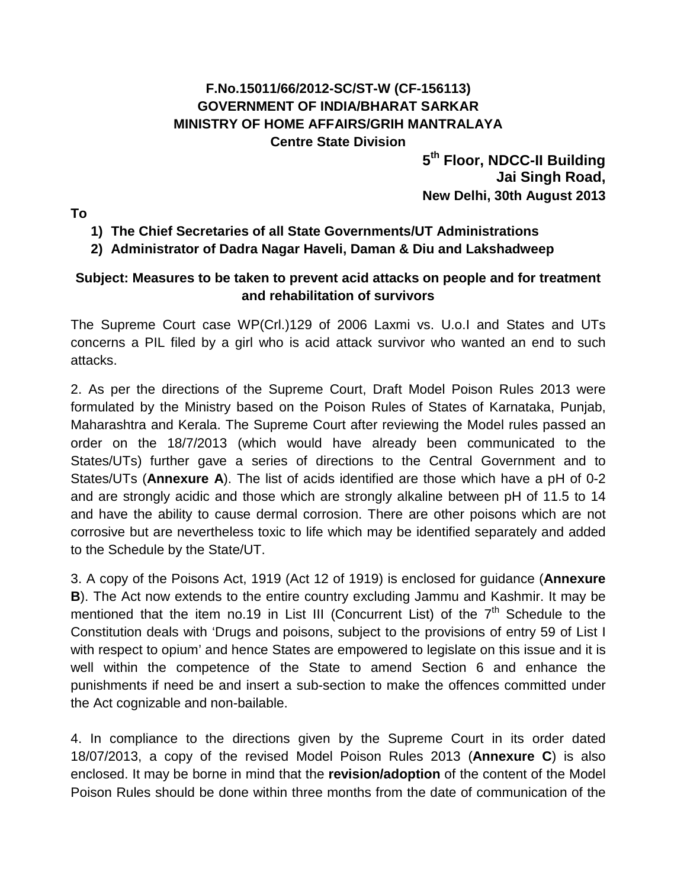**F.No.15011/66/2012-SC/ST-W (CF-156113)**
**GOVERNMENT OF INDIA/BHARAT SARKAR**
**MINISTRY OF HOME AFFAIRS/GRIH MANTRALAYA**
**Centre State Division**

**5th Floor, NDCC-II Building**
**Jai Singh Road,**
**New Delhi, 30th August 2013**

**To**

1) **The Chief Secretaries of all State Governments/UT Administrations**
2) **Administrator of Dadra Nagar Haveli, Daman & Diu and Lakshadweep**

**Subject: Measures to be taken to prevent acid attacks on people and for treatment and rehabilitation of survivors**

The Supreme Court case WP(Crl.)129 of 2006 Laxmi vs. U.o.I and States and UTs concerns a PIL filed by a girl who is acid attack survivor who wanted an end to such attacks.

2. As per the directions of the Supreme Court, Draft Model Poison Rules 2013 were formulated by the Ministry based on the Poison Rules of States of Karnataka, Punjab, Maharashtra and Kerala. The Supreme Court after reviewing the Model rules passed an order on the 18/7/2013 (which would have already been communicated to the States/UTs) further gave a series of directions to the Central Government and to States/UTs (**Annexure A**). The list of acids identified are those which have a pH of 0-2 and are strongly acidic and those which are strongly alkaline between pH of 11.5 to 14 and have the ability to cause dermal corrosion. There are other poisons which are not corrosive but are nevertheless toxic to life which may be identified separately and added to the Schedule by the State/UT.

3. A copy of the Poisons Act, 1919 (Act 12 of 1919) is enclosed for guidance (**Annexure B**). The Act now extends to the entire country excluding Jammu and Kashmir. It may be mentioned that the item no.19 in List III (Concurrent List) of the 7th Schedule to the Constitution deals with 'Drugs and poisons, subject to the provisions of entry 59 of List I with respect to opium' and hence States are empowered to legislate on this issue and it is well within the competence of the State to amend Section 6 and enhance the punishments if need be and insert a sub-section to make the offences committed under the Act cognizable and non-bailable.

4. In compliance to the directions given by the Supreme Court in its order dated 18/07/2013, a copy of the revised Model Poison Rules 2013 (**Annexure C**) is also enclosed. It may be borne in mind that the **revision/adoption** of the content of the Model Poison Rules should be done within three months from the date of communication of the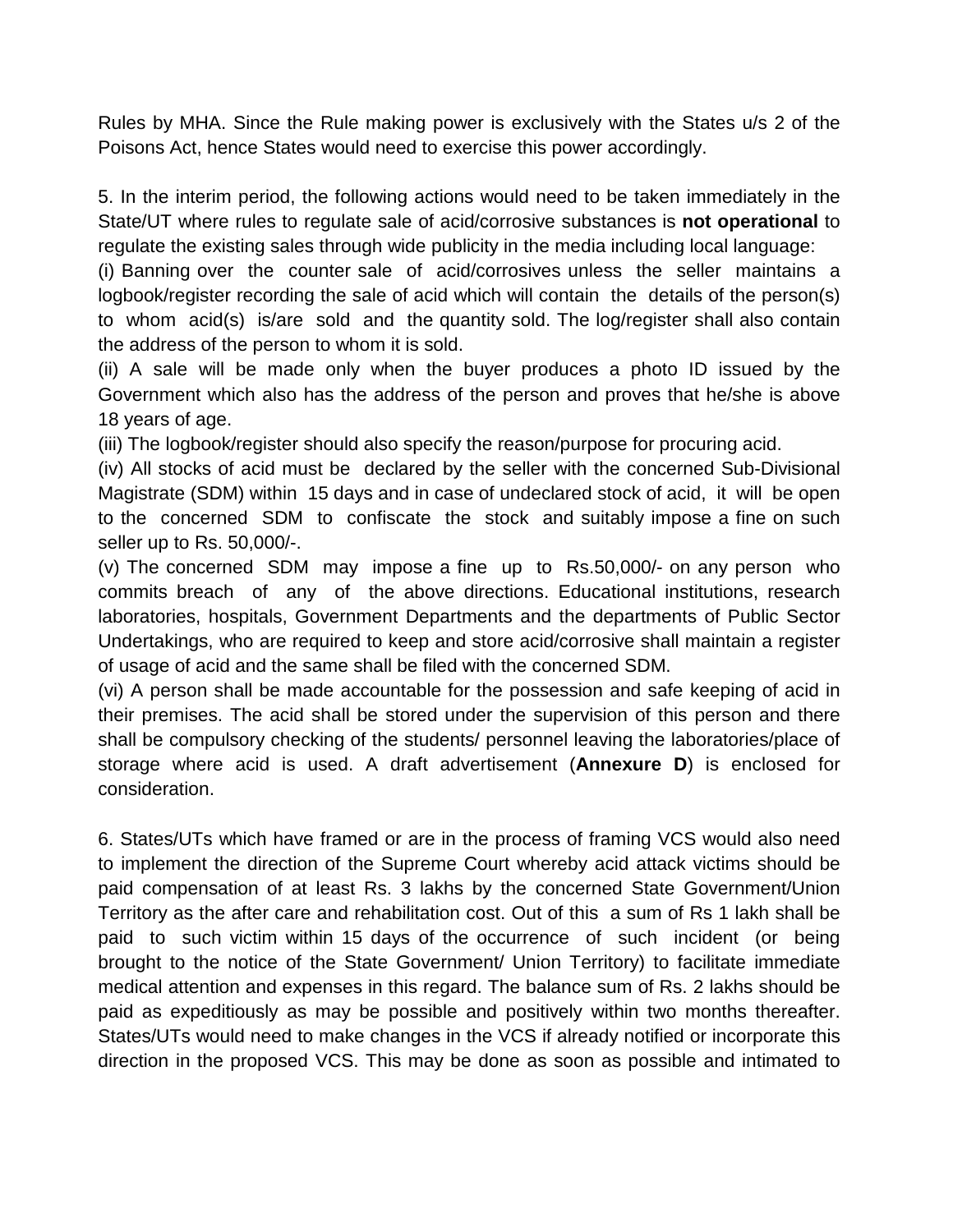Rules by MHA. Since the Rule making power is exclusively with the States u/s 2 of the Poisons Act, hence States would need to exercise this power accordingly.

5. In the interim period, the following actions would need to be taken immediately in the State/UT where rules to regulate sale of acid/corrosive substances is **not operational** to regulate the existing sales through wide publicity in the media including local language:

(i) Banning over the counter sale of acid/corrosives unless the seller maintains a logbook/register recording the sale of acid which will contain the details of the person(s) to whom acid(s) is/are sold and the quantity sold. The log/register shall also contain the address of the person to whom it is sold.

(ii) A sale will be made only when the buyer produces a photo ID issued by the Government which also has the address of the person and proves that he/she is above 18 years of age.

(iii) The logbook/register should also specify the reason/purpose for procuring acid.

(iv) All stocks of acid must be declared by the seller with the concerned Sub-Divisional Magistrate (SDM) within 15 days and in case of undeclared stock of acid, it will be open to the concerned SDM to confiscate the stock and suitably impose a fine on such seller up to Rs. 50,000/-.

(v) The concerned SDM may impose a fine up to Rs.50,000/- on any person who commits breach of any of the above directions. Educational institutions, research laboratories, hospitals, Government Departments and the departments of Public Sector Undertakings, who are required to keep and store acid/corrosive shall maintain a register of usage of acid and the same shall be filed with the concerned SDM.

(vi) A person shall be made accountable for the possession and safe keeping of acid in their premises. The acid shall be stored under the supervision of this person and there shall be compulsory checking of the students/ personnel leaving the laboratories/place of storage where acid is used. A draft advertisement (**Annexure D**) is enclosed for consideration.

6. States/UTs which have framed or are in the process of framing VCS would also need to implement the direction of the Supreme Court whereby acid attack victims should be paid compensation of at least Rs. 3 lakhs by the concerned State Government/Union Territory as the after care and rehabilitation cost. Out of this a sum of Rs 1 lakh shall be paid to such victim within 15 days of the occurrence of such incident (or being brought to the notice of the State Government/ Union Territory) to facilitate immediate medical attention and expenses in this regard. The balance sum of Rs. 2 lakhs should be paid as expeditiously as may be possible and positively within two months thereafter. States/UTs would need to make changes in the VCS if already notified or incorporate this direction in the proposed VCS. This may be done as soon as possible and intimated to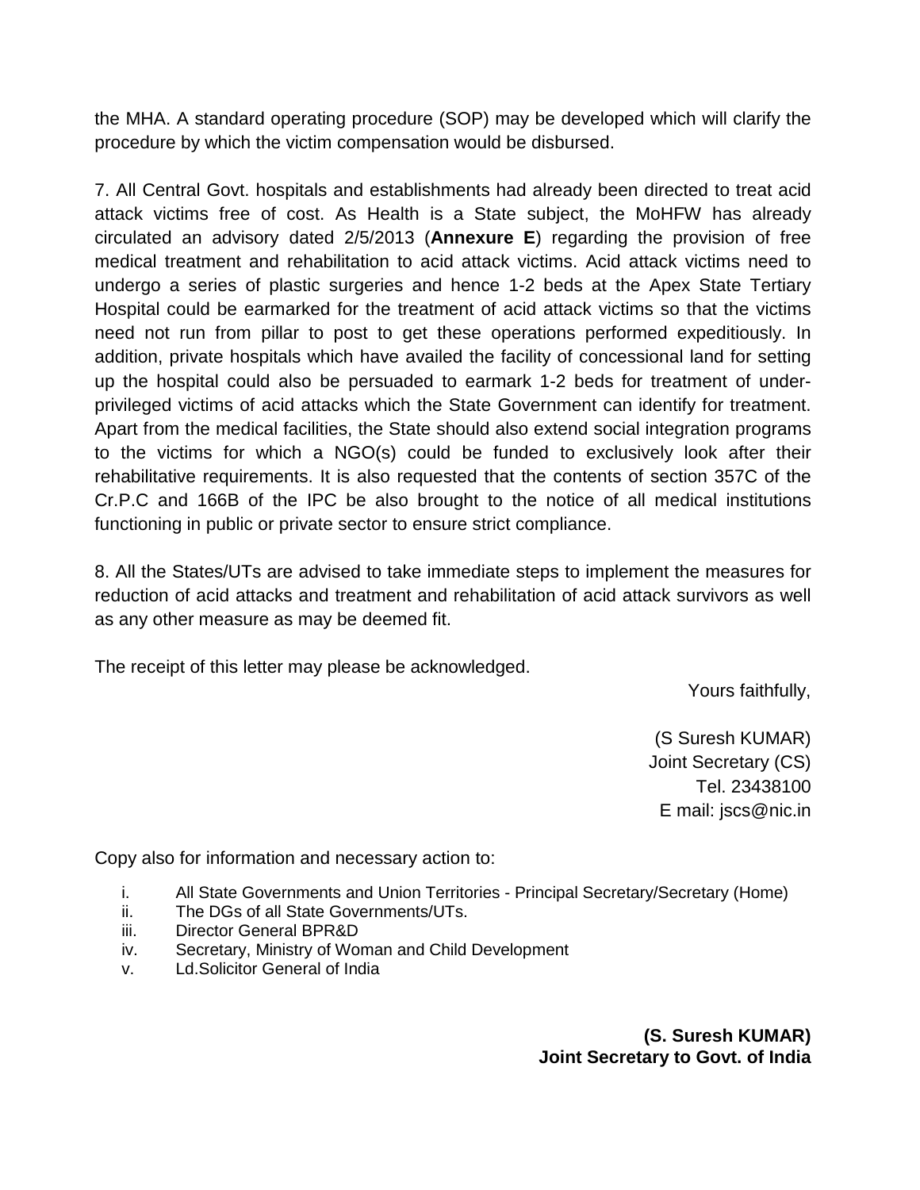the MHA. A standard operating procedure (SOP) may be developed which will clarify the procedure by which the victim compensation would be disbursed.

7. All Central Govt. hospitals and establishments had already been directed to treat acid attack victims free of cost. As Health is a State subject, the MoHFW has already circulated an advisory dated 2/5/2013 (**Annexure E**) regarding the provision of free medical treatment and rehabilitation to acid attack victims. Acid attack victims need to undergo a series of plastic surgeries and hence 1-2 beds at the Apex State Tertiary Hospital could be earmarked for the treatment of acid attack victims so that the victims need not run from pillar to post to get these operations performed expeditiously. In addition, private hospitals which have availed the facility of concessional land for setting up the hospital could also be persuaded to earmark 1-2 beds for treatment of under-privileged victims of acid attacks which the State Government can identify for treatment. Apart from the medical facilities, the State should also extend social integration programs to the victims for which a NGO(s) could be funded to exclusively look after their rehabilitative requirements. It is also requested that the contents of section 357C of the Cr.P.C and 166B of the IPC be also brought to the notice of all medical institutions functioning in public or private sector to ensure strict compliance.

8. All the States/UTs are advised to take immediate steps to implement the measures for reduction of acid attacks and treatment and rehabilitation of acid attack survivors as well as any other measure as may be deemed fit.

The receipt of this letter may please be acknowledged.

Yours faithfully,

(S Suresh KUMAR)
Joint Secretary (CS)
Tel. 23438100
E mail: jscs@nic.in

Copy also for information and necessary action to:

i. All State Governments and Union Territories - Principal Secretary/Secretary (Home)
ii. The DGs of all State Governments/UTs.
iii. Director General BPR&D
iv. Secretary, Ministry of Woman and Child Development
v. Ld.Solicitor General of India

**(S. Suresh KUMAR)**
**Joint Secretary to Govt. of India**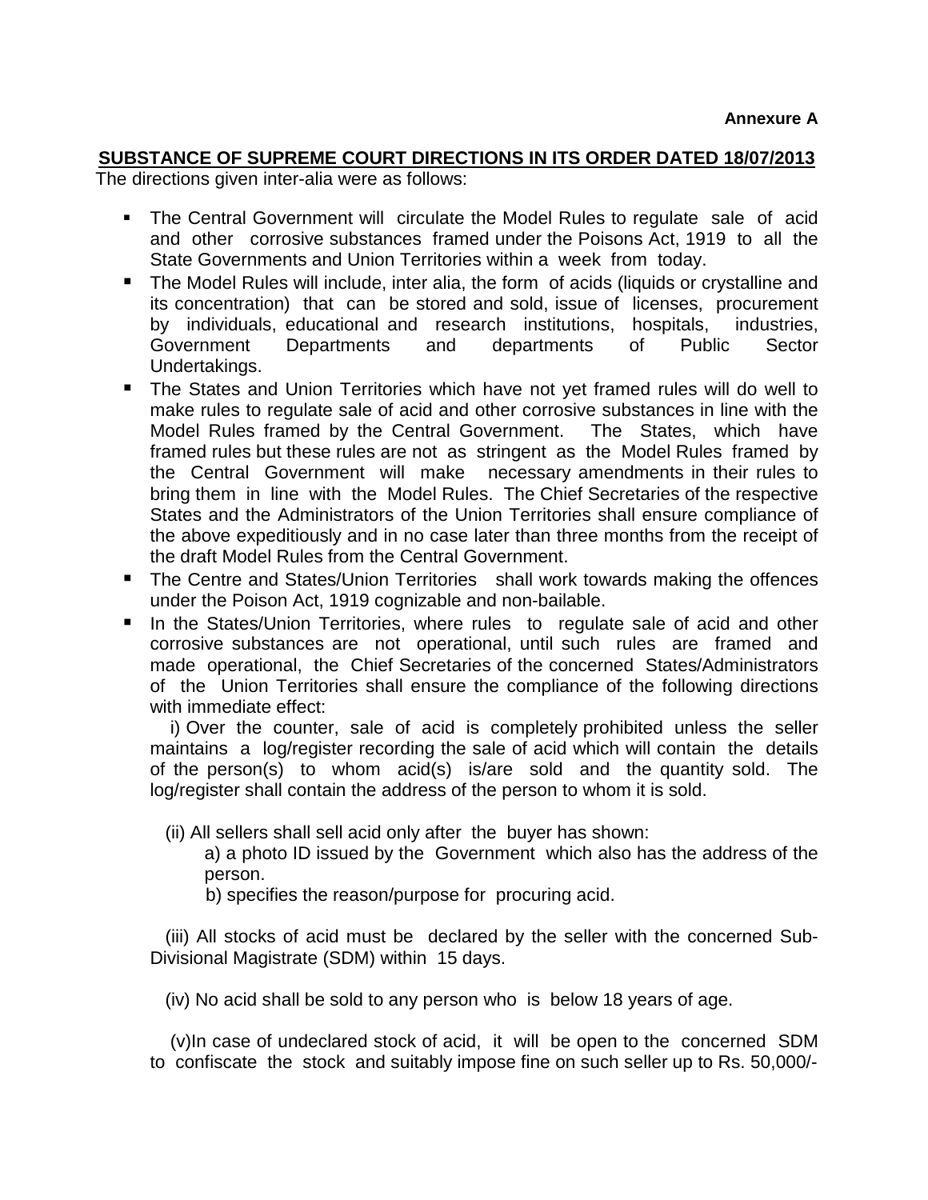**Annexure A**

**SUBSTANCE OF SUPREME COURT DIRECTIONS IN ITS ORDER DATED 18/07/2013**

The directions given inter-alia were as follows:

- The Central Government will circulate the Model Rules to regulate sale of acid and other corrosive substances framed under the Poisons Act, 1919 to all the State Governments and Union Territories within a week from today.
- The Model Rules will include, inter alia, the form of acids (liquids or crystalline and its concentration) that can be stored and sold, issue of licenses, procurement by individuals, educational and research institutions, hospitals, industries, Government Departments and departments of Public Sector Undertakings.
- The States and Union Territories which have not yet framed rules will do well to make rules to regulate sale of acid and other corrosive substances in line with the Model Rules framed by the Central Government. The States, which have framed rules but these rules are not as stringent as the Model Rules framed by the Central Government will make necessary amendments in their rules to bring them in line with the Model Rules. The Chief Secretaries of the respective States and the Administrators of the Union Territories shall ensure compliance of the above expeditiously and in no case later than three months from the receipt of the draft Model Rules from the Central Government.
- The Centre and States/Union Territories shall work towards making the offences under the Poison Act, 1919 cognizable and non-bailable.
- In the States/Union Territories, where rules to regulate sale of acid and other corrosive substances are not operational, until such rules are framed and made operational, the Chief Secretaries of the concerned States/Administrators of the Union Territories shall ensure the compliance of the following directions with immediate effect:

  i) Over the counter, sale of acid is completely prohibited unless the seller maintains a log/register recording the sale of acid which will contain the details of the person(s) to whom acid(s) is/are sold and the quantity sold. The log/register shall contain the address of the person to whom it is sold.

  (ii) All sellers shall sell acid only after the buyer has shown:

  a) a photo ID issued by the Government which also has the address of the person.

  b) specifies the reason/purpose for procuring acid.

  (iii) All stocks of acid must be declared by the seller with the concerned Sub-Divisional Magistrate (SDM) within 15 days.

  (iv) No acid shall be sold to any person who is below 18 years of age.

  (v)In case of undeclared stock of acid, it will be open to the concerned SDM to confiscate the stock and suitably impose fine on such seller up to Rs. 50,000/-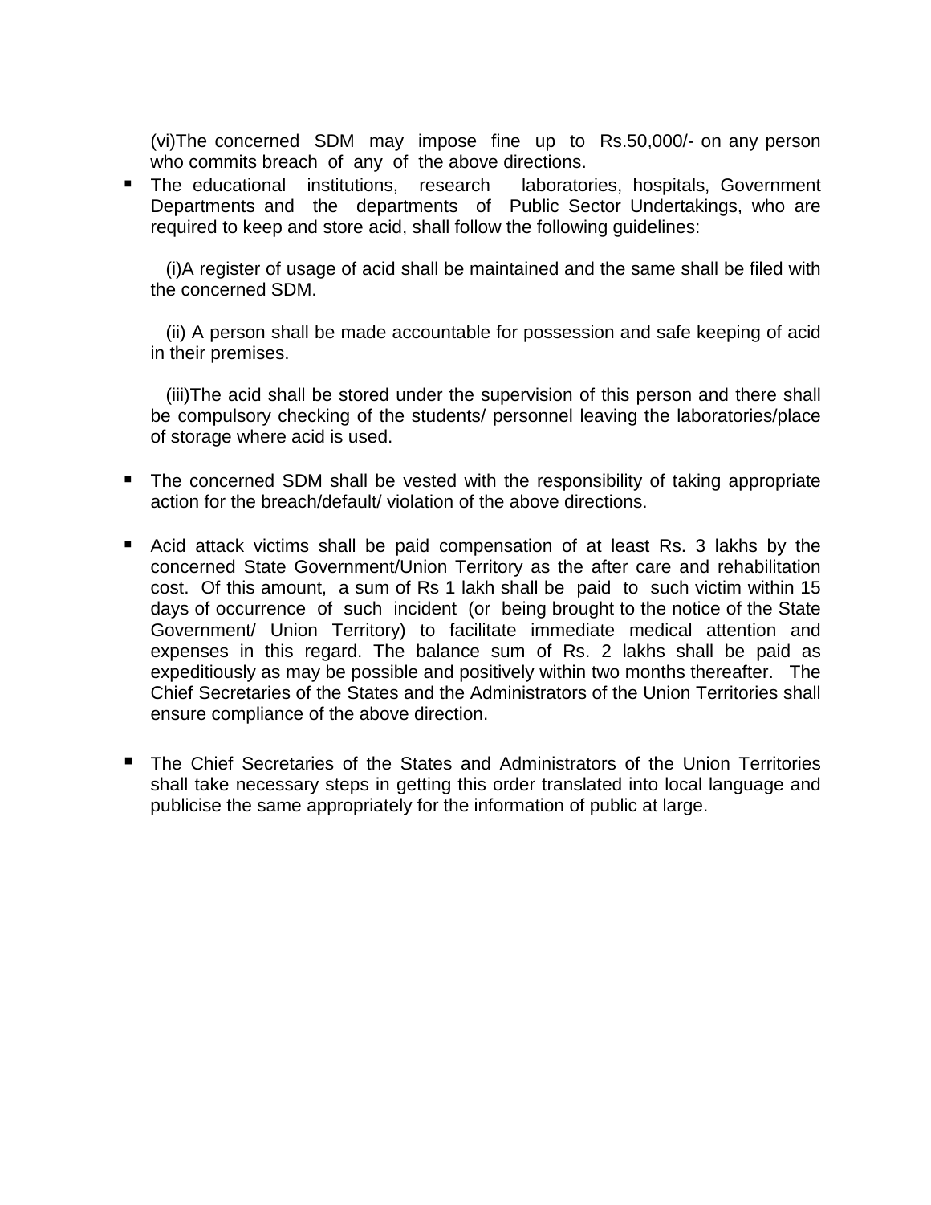(vi)The concerned SDM may impose fine up to Rs.50,000/- on any person who commits breach of any of the above directions.

- The educational institutions, research laboratories, hospitals, Government Departments and the departments of Public Sector Undertakings, who are required to keep and store acid, shall follow the following guidelines:

  (i)A register of usage of acid shall be maintained and the same shall be filed with the concerned SDM.

  (ii) A person shall be made accountable for possession and safe keeping of acid in their premises.

  (iii)The acid shall be stored under the supervision of this person and there shall be compulsory checking of the students/ personnel leaving the laboratories/place of storage where acid is used.

- The concerned SDM shall be vested with the responsibility of taking appropriate action for the breach/default/ violation of the above directions.

- Acid attack victims shall be paid compensation of at least Rs. 3 lakhs by the concerned State Government/Union Territory as the after care and rehabilitation cost. Of this amount, a sum of Rs 1 lakh shall be paid to such victim within 15 days of occurrence of such incident (or being brought to the notice of the State Government/ Union Territory) to facilitate immediate medical attention and expenses in this regard. The balance sum of Rs. 2 lakhs shall be paid as expeditiously as may be possible and positively within two months thereafter. The Chief Secretaries of the States and the Administrators of the Union Territories shall ensure compliance of the above direction.

- The Chief Secretaries of the States and Administrators of the Union Territories shall take necessary steps in getting this order translated into local language and publicise the same appropriately for the information of public at large.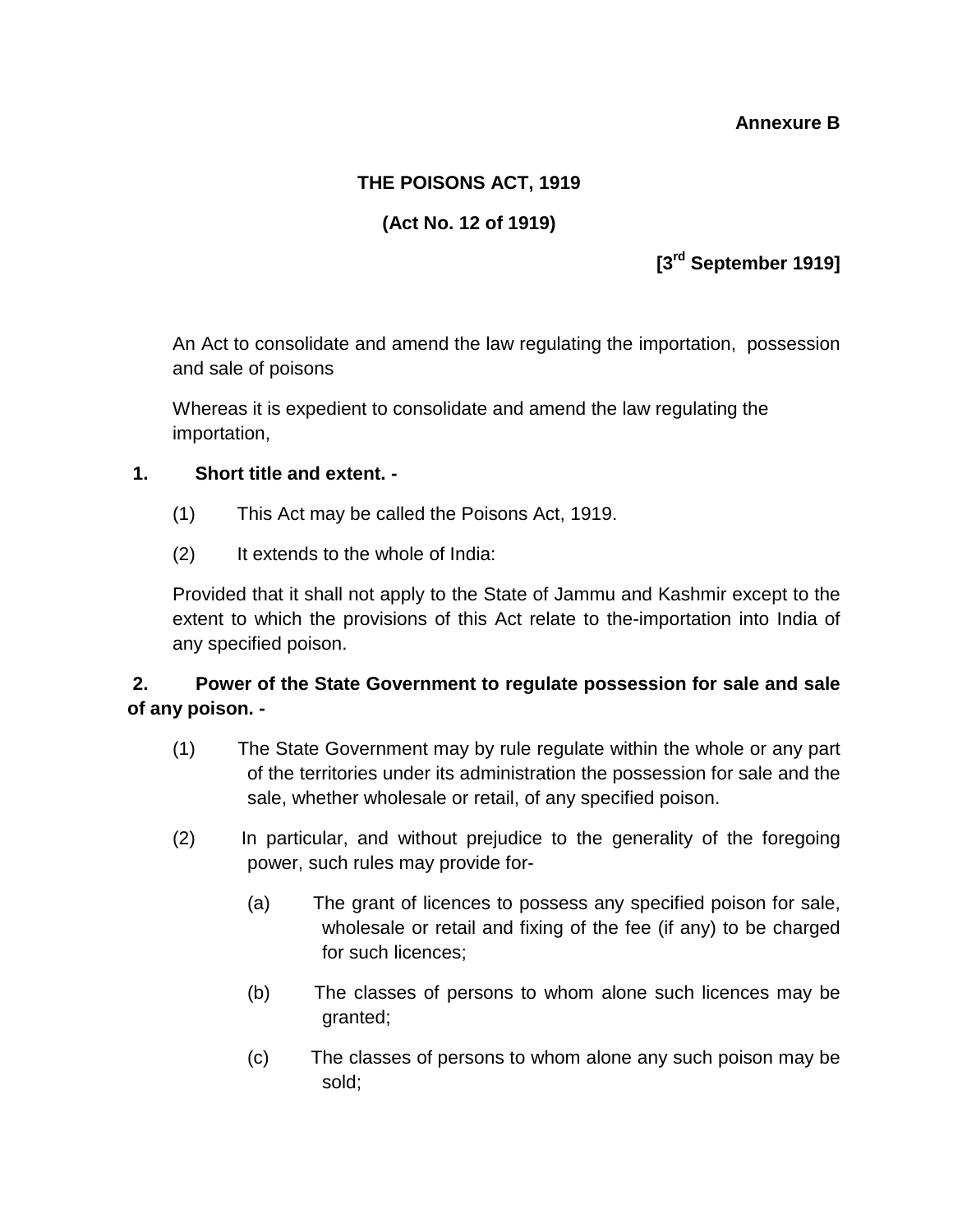**Annexure B**

# THE POISONS ACT, 1919

**(Act No. 12 of 1919)**

**[3rd September 1919]**

An Act to consolidate and amend the law regulating the importation, possession and sale of poisons

Whereas it is expedient to consolidate and amend the law regulating the importation,

**1. Short title and extent. -**

(1) This Act may be called the Poisons Act, 1919.

(2) It extends to the whole of India:

Provided that it shall not apply to the State of Jammu and Kashmir except to the extent to which the provisions of this Act relate to the-importation into India of any specified poison.

**2. Power of the State Government to regulate possession for sale and sale of any poison. -**

(1) The State Government may by rule regulate within the whole or any part of the territories under its administration the possession for sale and the sale, whether wholesale or retail, of any specified poison.

(2) In particular, and without prejudice to the generality of the foregoing power, such rules may provide for-

(a) The grant of licences to possess any specified poison for sale, wholesale or retail and fixing of the fee (if any) to be charged for such licences;

(b) The classes of persons to whom alone such licences may be granted;

(c) The classes of persons to whom alone any such poison may be sold;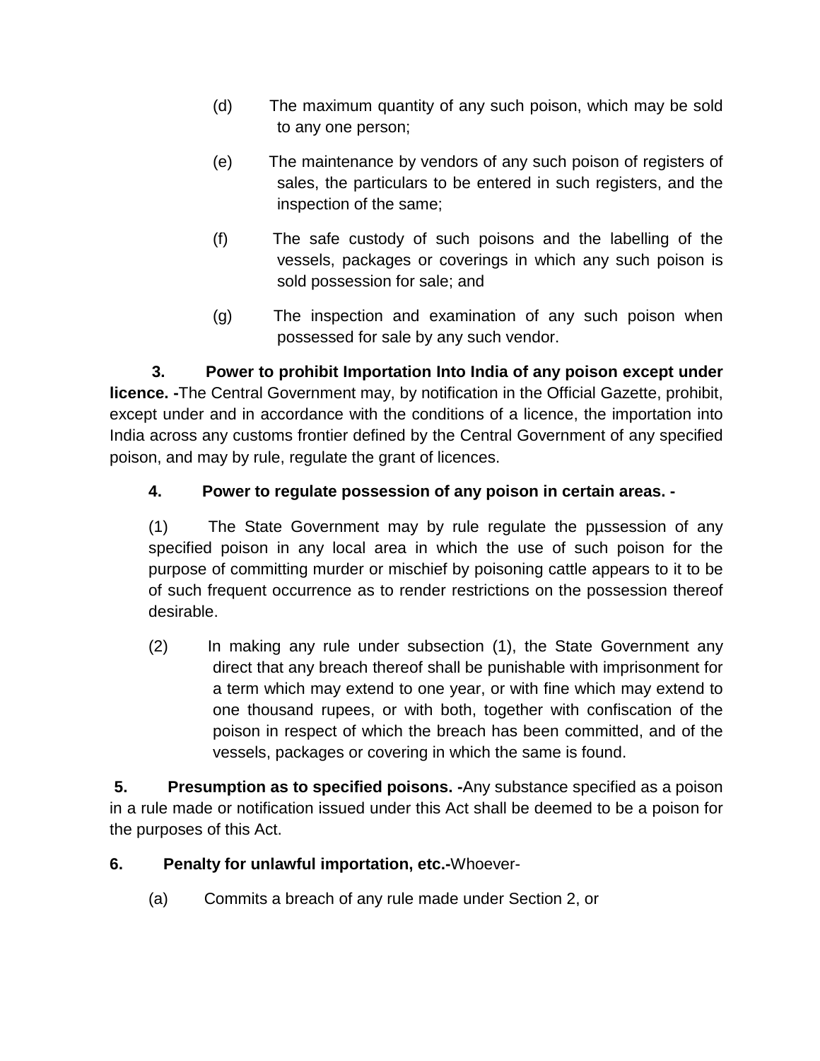(d) The maximum quantity of any such poison, which may be sold to any one person;

(e) The maintenance by vendors of any such poison of registers of sales, the particulars to be entered in such registers, and the inspection of the same;

(f) The safe custody of such poisons and the labelling of the vessels, packages or coverings in which any such poison is sold possession for sale; and

(g) The inspection and examination of any such poison when possessed for sale by any such vendor.

**3. Power to prohibit Importation Into India of any poison except under licence. -**The Central Government may, by notification in the Official Gazette, prohibit, except under and in accordance with the conditions of a licence, the importation into India across any customs frontier defined by the Central Government of any specified poison, and may by rule, regulate the grant of licences.

**4. Power to regulate possession of any poison in certain areas. -**

(1) The State Government may by rule regulate the pµssession of any specified poison in any local area in which the use of such poison for the purpose of committing murder or mischief by poisoning cattle appears to it to be of such frequent occurrence as to render restrictions on the possession thereof desirable.

(2) In making any rule under subsection (1), the State Government any direct that any breach thereof shall be punishable with imprisonment for a term which may extend to one year, or with fine which may extend to one thousand rupees, or with both, together with confiscation of the poison in respect of which the breach has been committed, and of the vessels, packages or covering in which the same is found.

**5. Presumption as to specified poisons. -**Any substance specified as a poison in a rule made or notification issued under this Act shall be deemed to be a poison for the purposes of this Act.

**6. Penalty for unlawful importation, etc.-**Whoever-

(a) Commits a breach of any rule made under Section 2, or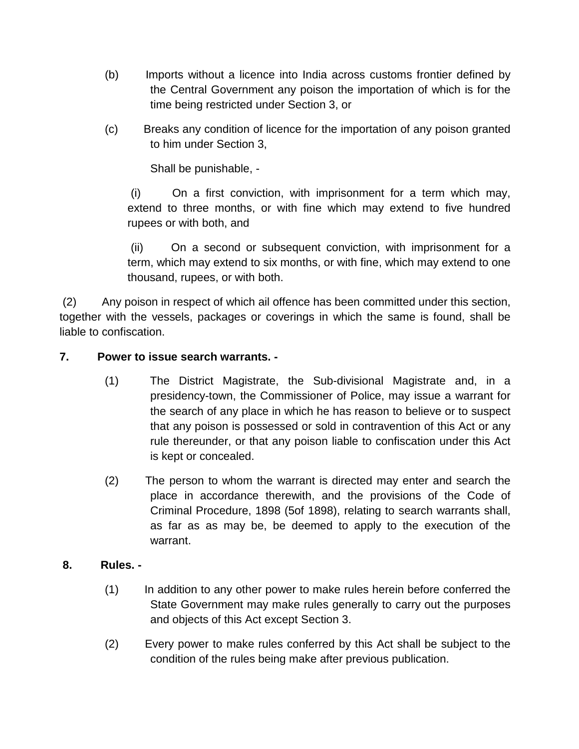(b) Imports without a licence into India across customs frontier defined by the Central Government any poison the importation of which is for the time being restricted under Section 3, or

(c) Breaks any condition of licence for the importation of any poison granted to him under Section 3,

Shall be punishable, -

(i) On a first conviction, with imprisonment for a term which may, extend to three months, or with fine which may extend to five hundred rupees or with both, and

(ii) On a second or subsequent conviction, with imprisonment for a term, which may extend to six months, or with fine, which may extend to one thousand, rupees, or with both.

(2) Any poison in respect of which ail offence has been committed under this section, together with the vessels, packages or coverings in which the same is found, shall be liable to confiscation.

**7. Power to issue search warrants. -**

(1) The District Magistrate, the Sub-divisional Magistrate and, in a presidency-town, the Commissioner of Police, may issue a warrant for the search of any place in which he has reason to believe or to suspect that any poison is possessed or sold in contravention of this Act or any rule thereunder, or that any poison liable to confiscation under this Act is kept or concealed.

(2) The person to whom the warrant is directed may enter and search the place in accordance therewith, and the provisions of the Code of Criminal Procedure, 1898 (5of 1898), relating to search warrants shall, as far as as may be, be deemed to apply to the execution of the warrant.

**8. Rules. -**

(1) In addition to any other power to make rules herein before conferred the State Government may make rules generally to carry out the purposes and objects of this Act except Section 3.

(2) Every power to make rules conferred by this Act shall be subject to the condition of the rules being make after previous publication.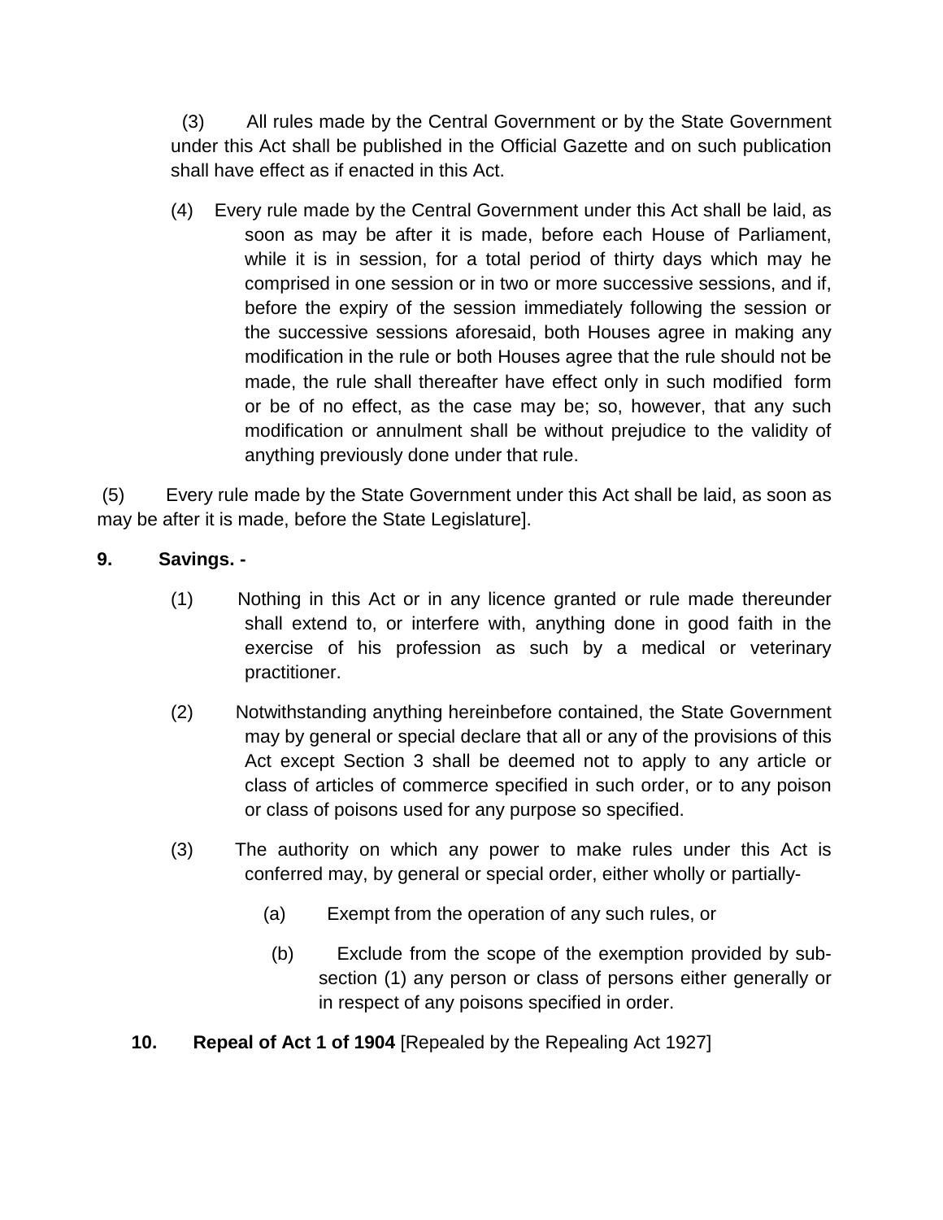(3) All rules made by the Central Government or by the State Government under this Act shall be published in the Official Gazette and on such publication shall have effect as if enacted in this Act.

(4) Every rule made by the Central Government under this Act shall be laid, as soon as may be after it is made, before each House of Parliament, while it is in session, for a total period of thirty days which may he comprised in one session or in two or more successive sessions, and if, before the expiry of the session immediately following the session or the successive sessions aforesaid, both Houses agree in making any modification in the rule or both Houses agree that the rule should not be made, the rule shall thereafter have effect only in such modified form or be of no effect, as the case may be; so, however, that any such modification or annulment shall be without prejudice to the validity of anything previously done under that rule.

(5) Every rule made by the State Government under this Act shall be laid, as soon as may be after it is made, before the State Legislature].

**9. Savings. -**

(1) Nothing in this Act or in any licence granted or rule made thereunder shall extend to, or interfere with, anything done in good faith in the exercise of his profession as such by a medical or veterinary practitioner.

(2) Notwithstanding anything hereinbefore contained, the State Government may by general or special declare that all or any of the provisions of this Act except Section 3 shall be deemed not to apply to any article or class of articles of commerce specified in such order, or to any poison or class of poisons used for any purpose so specified.

(3) The authority on which any power to make rules under this Act is conferred may, by general or special order, either wholly or partially-

(a) Exempt from the operation of any such rules, or

(b) Exclude from the scope of the exemption provided by sub-section (1) any person or class of persons either generally or in respect of any poisons specified in order.

**10. Repeal of Act 1 of 1904** [Repealed by the Repealing Act 1927]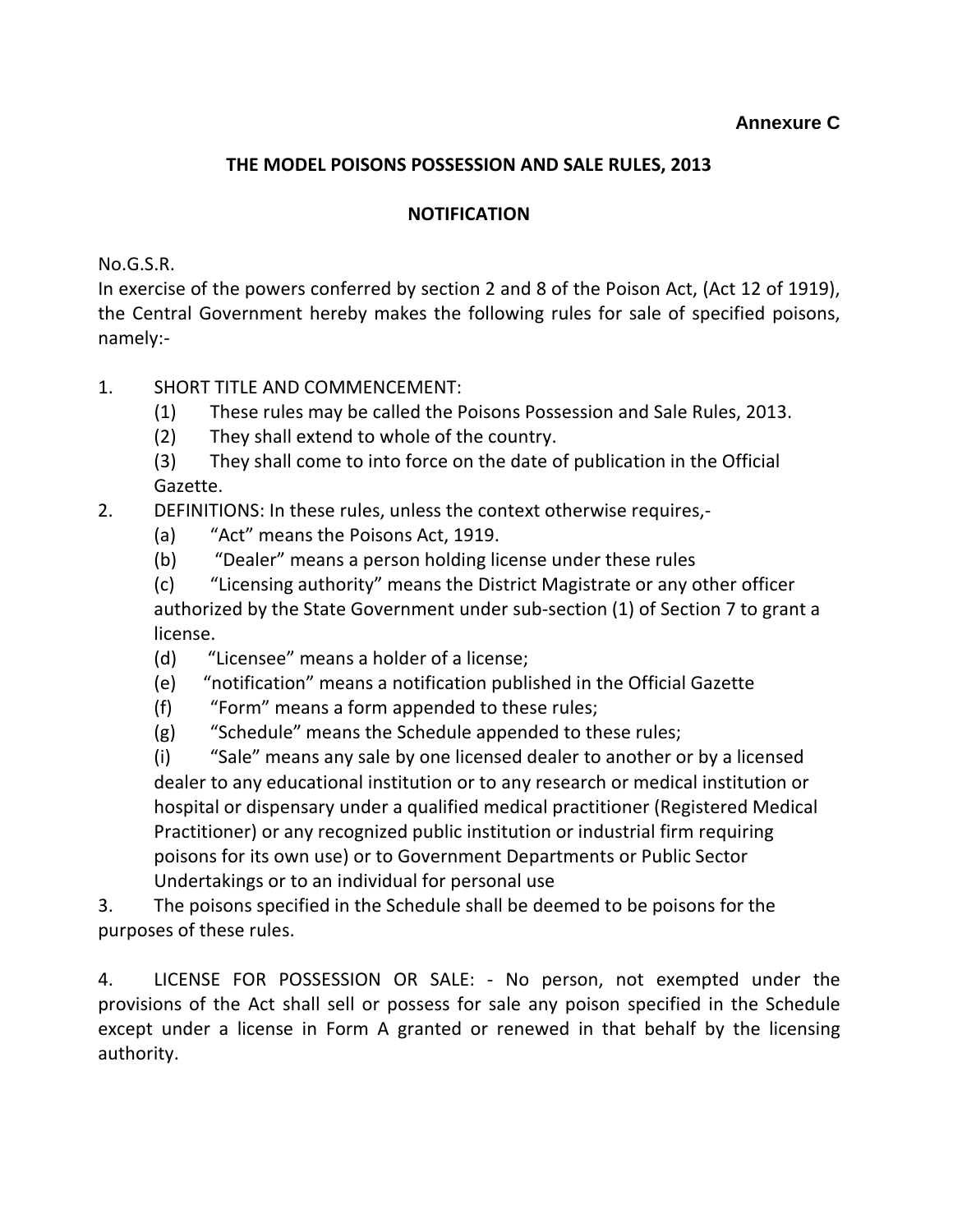**Annexure C**

**THE MODEL POISONS POSSESSION AND SALE RULES, 2013**

**NOTIFICATION**

No.G.S.R.

In exercise of the powers conferred by section 2 and 8 of the Poison Act, (Act 12 of 1919), the Central Government hereby makes the following rules for sale of specified poisons, namely:-

1. SHORT TITLE AND COMMENCEMENT:
   (1) These rules may be called the Poisons Possession and Sale Rules, 2013.
   (2) They shall extend to whole of the country.
   (3) They shall come to into force on the date of publication in the Official Gazette.
2. DEFINITIONS: In these rules, unless the context otherwise requires,-
   (a) "Act" means the Poisons Act, 1919.
   (b) "Dealer" means a person holding license under these rules
   (c) "Licensing authority" means the District Magistrate or any other officer authorized by the State Government under sub-section (1) of Section 7 to grant a license.
   (d) "Licensee" means a holder of a license;
   (e) "notification" means a notification published in the Official Gazette
   (f) "Form" means a form appended to these rules;
   (g) "Schedule" means the Schedule appended to these rules;
   (i) "Sale" means any sale by one licensed dealer to another or by a licensed dealer to any educational institution or to any research or medical institution or hospital or dispensary under a qualified medical practitioner (Registered Medical Practitioner) or any recognized public institution or industrial firm requiring poisons for its own use) or to Government Departments or Public Sector Undertakings or to an individual for personal use
3. The poisons specified in the Schedule shall be deemed to be poisons for the purposes of these rules.

4. LICENSE FOR POSSESSION OR SALE: - No person, not exempted under the provisions of the Act shall sell or possess for sale any poison specified in the Schedule except under a license in Form A granted or renewed in that behalf by the licensing authority.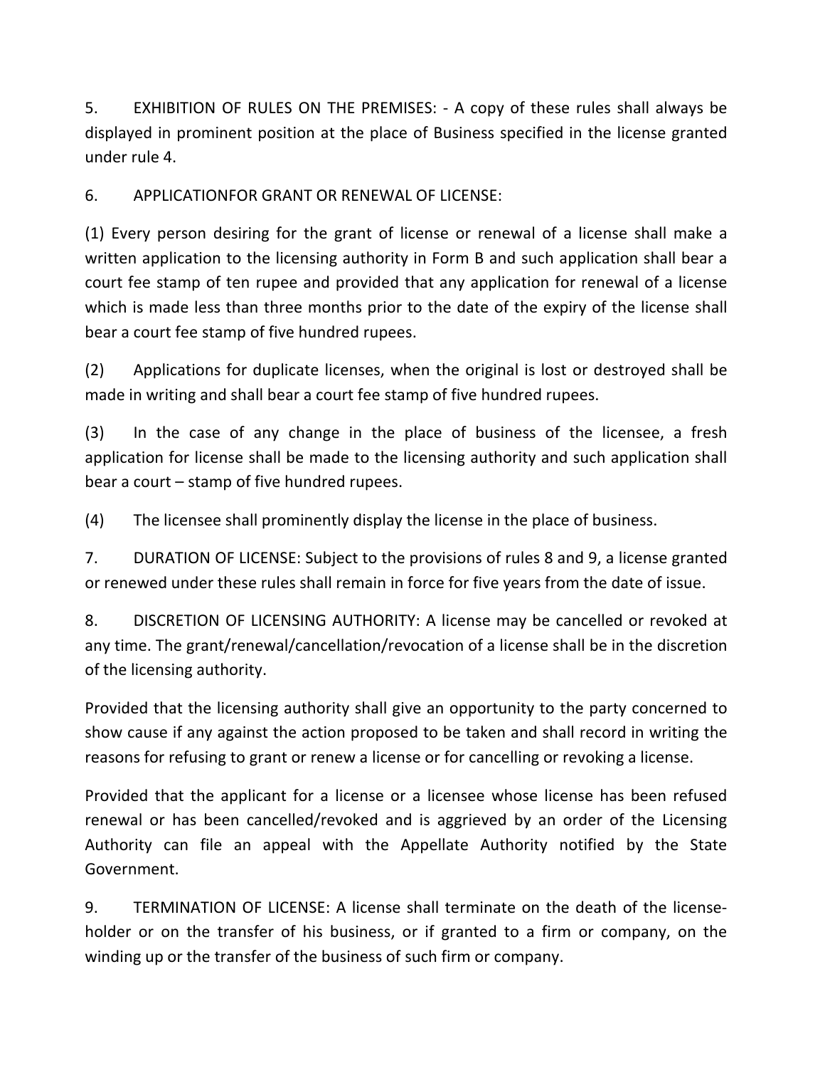5. EXHIBITION OF RULES ON THE PREMISES: - A copy of these rules shall always be displayed in prominent position at the place of Business specified in the license granted under rule 4.

6. APPLICATIONFOR GRANT OR RENEWAL OF LICENSE:

(1) Every person desiring for the grant of license or renewal of a license shall make a written application to the licensing authority in Form B and such application shall bear a court fee stamp of ten rupee and provided that any application for renewal of a license which is made less than three months prior to the date of the expiry of the license shall bear a court fee stamp of five hundred rupees.

(2) Applications for duplicate licenses, when the original is lost or destroyed shall be made in writing and shall bear a court fee stamp of five hundred rupees.

(3) In the case of any change in the place of business of the licensee, a fresh application for license shall be made to the licensing authority and such application shall bear a court – stamp of five hundred rupees.

(4) The licensee shall prominently display the license in the place of business.

7. DURATION OF LICENSE: Subject to the provisions of rules 8 and 9, a license granted or renewed under these rules shall remain in force for five years from the date of issue.

8. DISCRETION OF LICENSING AUTHORITY: A license may be cancelled or revoked at any time. The grant/renewal/cancellation/revocation of a license shall be in the discretion of the licensing authority.

Provided that the licensing authority shall give an opportunity to the party concerned to show cause if any against the action proposed to be taken and shall record in writing the reasons for refusing to grant or renew a license or for cancelling or revoking a license.

Provided that the applicant for a license or a licensee whose license has been refused renewal or has been cancelled/revoked and is aggrieved by an order of the Licensing Authority can file an appeal with the Appellate Authority notified by the State Government.

9. TERMINATION OF LICENSE: A license shall terminate on the death of the license-holder or on the transfer of his business, or if granted to a firm or company, on the winding up or the transfer of the business of such firm or company.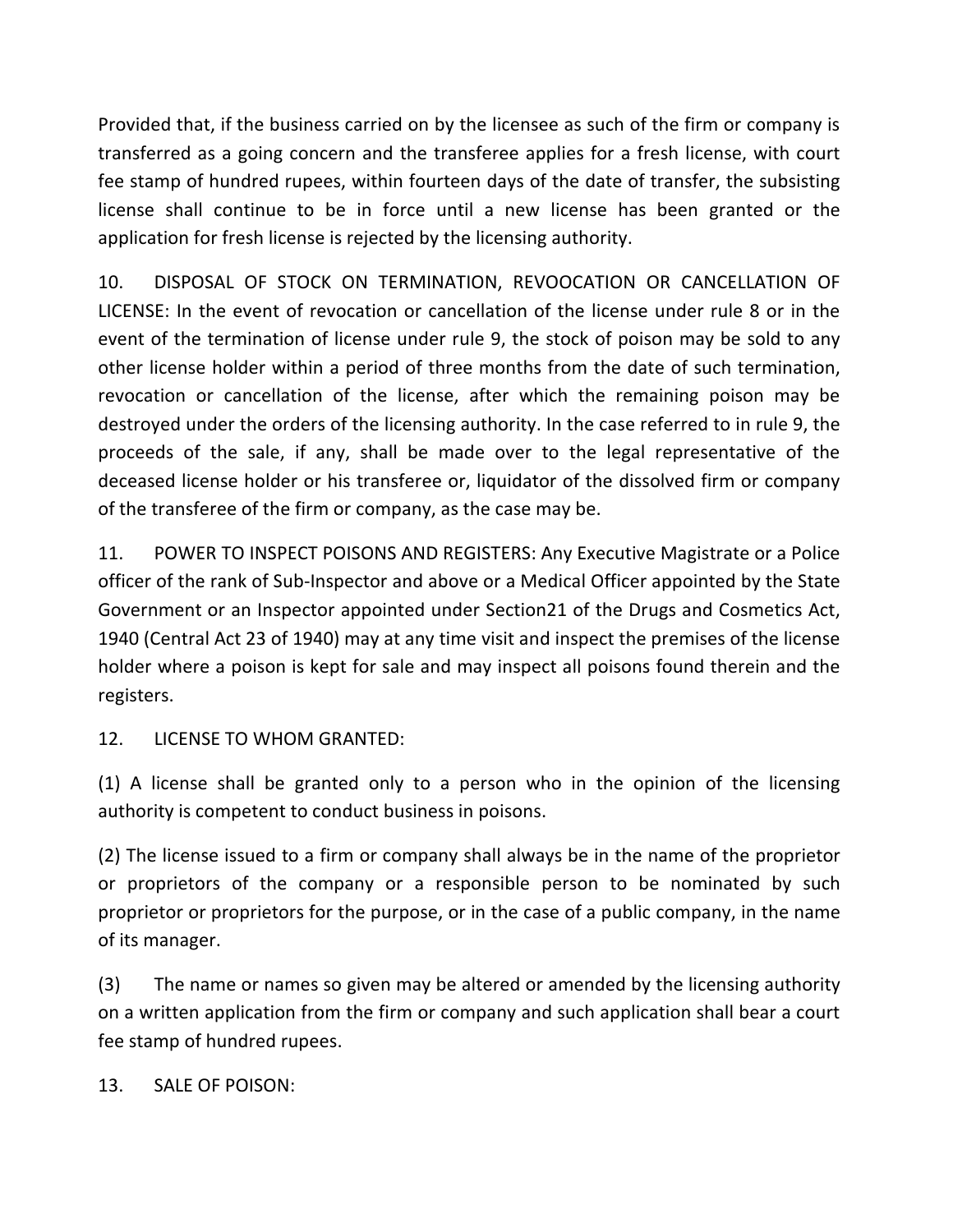Provided that, if the business carried on by the licensee as such of the firm or company is transferred as a going concern and the transferee applies for a fresh license, with court fee stamp of hundred rupees, within fourteen days of the date of transfer, the subsisting license shall continue to be in force until a new license has been granted or the application for fresh license is rejected by the licensing authority.

10. DISPOSAL OF STOCK ON TERMINATION, REVOOCATION OR CANCELLATION OF LICENSE: In the event of revocation or cancellation of the license under rule 8 or in the event of the termination of license under rule 9, the stock of poison may be sold to any other license holder within a period of three months from the date of such termination, revocation or cancellation of the license, after which the remaining poison may be destroyed under the orders of the licensing authority. In the case referred to in rule 9, the proceeds of the sale, if any, shall be made over to the legal representative of the deceased license holder or his transferee or, liquidator of the dissolved firm or company of the transferee of the firm or company, as the case may be.

11. POWER TO INSPECT POISONS AND REGISTERS: Any Executive Magistrate or a Police officer of the rank of Sub-Inspector and above or a Medical Officer appointed by the State Government or an Inspector appointed under Section21 of the Drugs and Cosmetics Act, 1940 (Central Act 23 of 1940) may at any time visit and inspect the premises of the license holder where a poison is kept for sale and may inspect all poisons found therein and the registers.

12. LICENSE TO WHOM GRANTED:

(1) A license shall be granted only to a person who in the opinion of the licensing authority is competent to conduct business in poisons.

(2) The license issued to a firm or company shall always be in the name of the proprietor or proprietors of the company or a responsible person to be nominated by such proprietor or proprietors for the purpose, or in the case of a public company, in the name of its manager.

(3) The name or names so given may be altered or amended by the licensing authority on a written application from the firm or company and such application shall bear a court fee stamp of hundred rupees.

13. SALE OF POISON: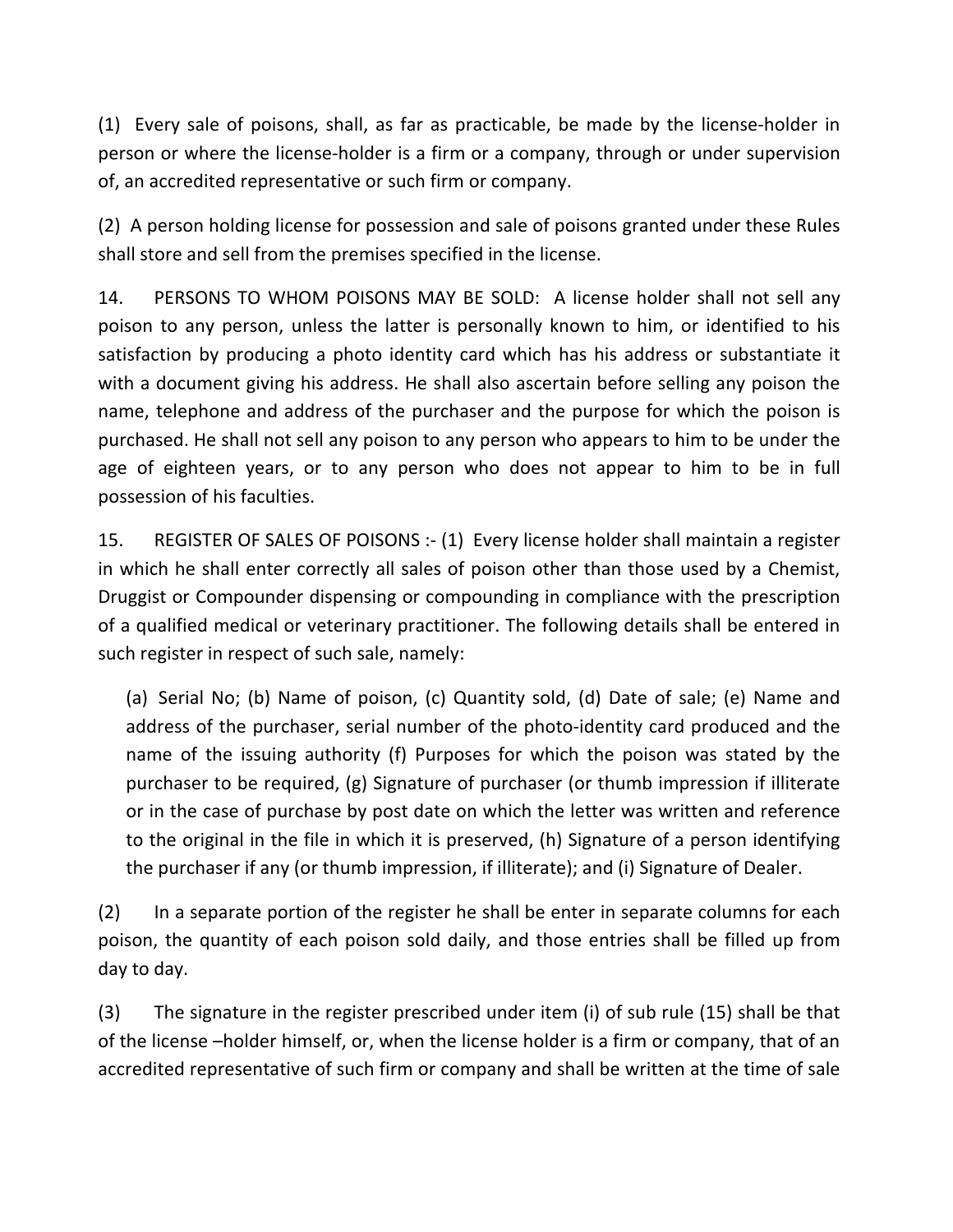(1) Every sale of poisons, shall, as far as practicable, be made by the license-holder in person or where the license-holder is a firm or a company, through or under supervision of, an accredited representative or such firm or company.

(2) A person holding license for possession and sale of poisons granted under these Rules shall store and sell from the premises specified in the license.

14. PERSONS TO WHOM POISONS MAY BE SOLD: A license holder shall not sell any poison to any person, unless the latter is personally known to him, or identified to his satisfaction by producing a photo identity card which has his address or substantiate it with a document giving his address. He shall also ascertain before selling any poison the name, telephone and address of the purchaser and the purpose for which the poison is purchased. He shall not sell any poison to any person who appears to him to be under the age of eighteen years, or to any person who does not appear to him to be in full possession of his faculties.

15. REGISTER OF SALES OF POISONS :- (1) Every license holder shall maintain a register in which he shall enter correctly all sales of poison other than those used by a Chemist, Druggist or Compounder dispensing or compounding in compliance with the prescription of a qualified medical or veterinary practitioner. The following details shall be entered in such register in respect of such sale, namely:

> (a) Serial No; (b) Name of poison, (c) Quantity sold, (d) Date of sale; (e) Name and address of the purchaser, serial number of the photo-identity card produced and the name of the issuing authority (f) Purposes for which the poison was stated by the purchaser to be required, (g) Signature of purchaser (or thumb impression if illiterate or in the case of purchase by post date on which the letter was written and reference to the original in the file in which it is preserved, (h) Signature of a person identifying the purchaser if any (or thumb impression, if illiterate); and (i) Signature of Dealer.

(2) In a separate portion of the register he shall be enter in separate columns for each poison, the quantity of each poison sold daily, and those entries shall be filled up from day to day.

(3) The signature in the register prescribed under item (i) of sub rule (15) shall be that of the license –holder himself, or, when the license holder is a firm or company, that of an accredited representative of such firm or company and shall be written at the time of sale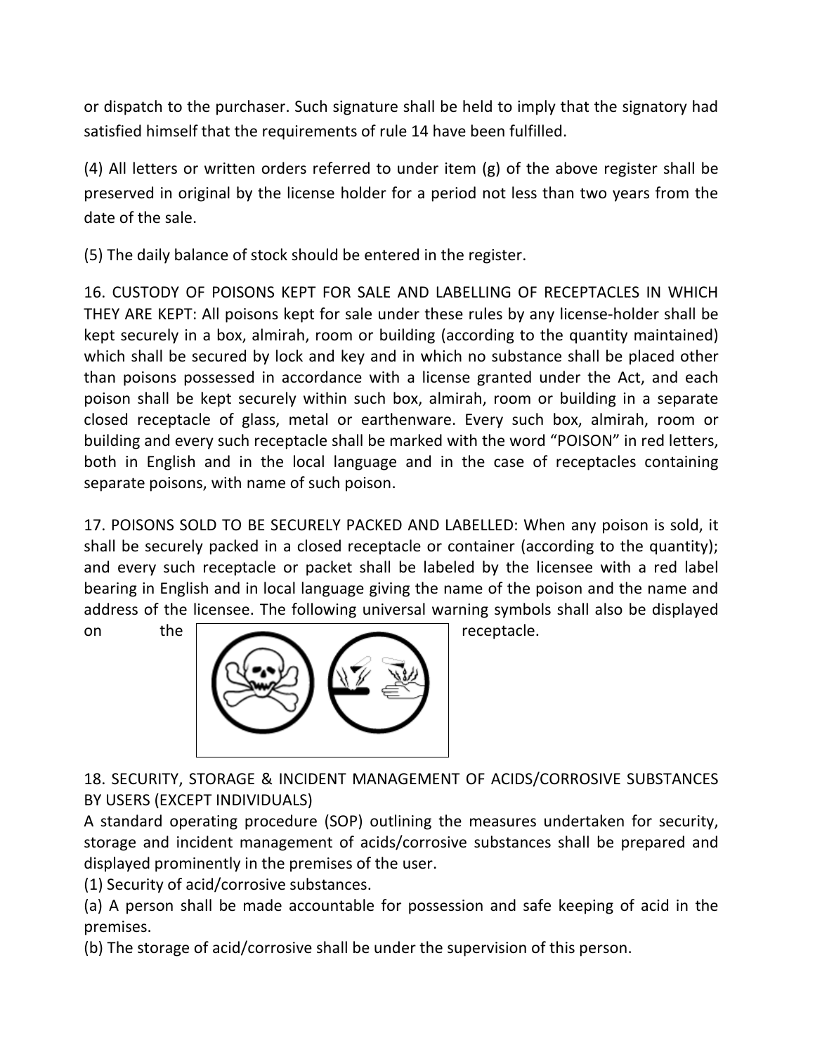or dispatch to the purchaser. Such signature shall be held to imply that the signatory had satisfied himself that the requirements of rule 14 have been fulfilled.

(4) All letters or written orders referred to under item (g) of the above register shall be preserved in original by the license holder for a period not less than two years from the date of the sale.

(5) The daily balance of stock should be entered in the register.

16. CUSTODY OF POISONS KEPT FOR SALE AND LABELLING OF RECEPTACLES IN WHICH THEY ARE KEPT: All poisons kept for sale under these rules by any license-holder shall be kept securely in a box, almirah, room or building (according to the quantity maintained) which shall be secured by lock and key and in which no substance shall be placed other than poisons possessed in accordance with a license granted under the Act, and each poison shall be kept securely within such box, almirah, room or building in a separate closed receptacle of glass, metal or earthenware. Every such box, almirah, room or building and every such receptacle shall be marked with the word "POISON" in red letters, both in English and in the local language and in the case of receptacles containing separate poisons, with name of such poison.

17. POISONS SOLD TO BE SECURELY PACKED AND LABELLED: When any poison is sold, it shall be securely packed in a closed receptacle or container (according to the quantity); and every such receptacle or packet shall be labeled by the licensee with a red label bearing in English and in local language giving the name of the poison and the name and address of the licensee. The following universal warning symbols shall also be displayed on the receptacle.

18. SECURITY, STORAGE & INCIDENT MANAGEMENT OF ACIDS/CORROSIVE SUBSTANCES BY USERS (EXCEPT INDIVIDUALS)

A standard operating procedure (SOP) outlining the measures undertaken for security, storage and incident management of acids/corrosive substances shall be prepared and displayed prominently in the premises of the user.

(1) Security of acid/corrosive substances.

(a) A person shall be made accountable for possession and safe keeping of acid in the premises.

(b) The storage of acid/corrosive shall be under the supervision of this person.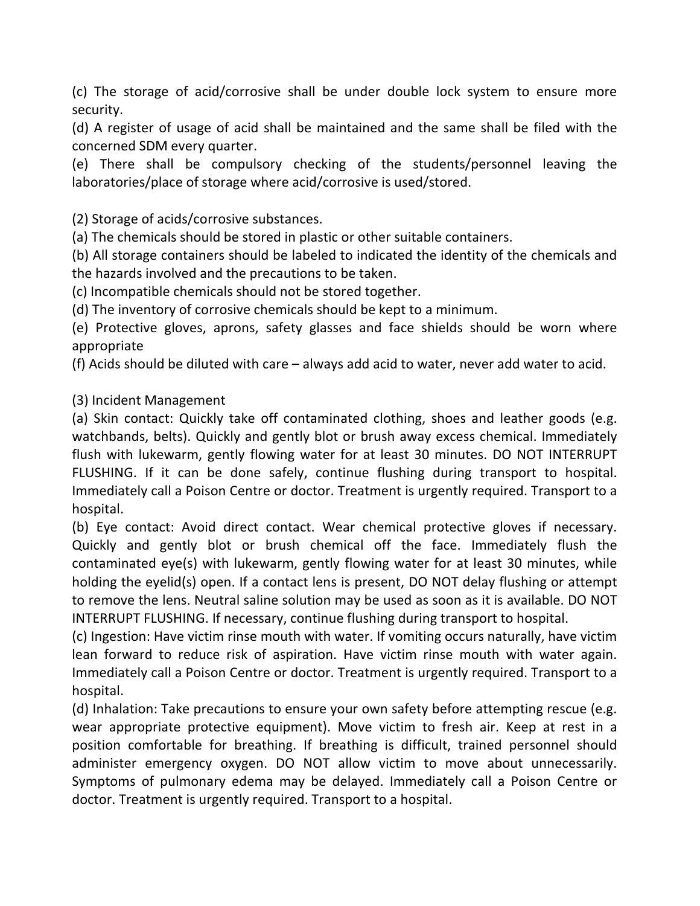(c) The storage of acid/corrosive shall be under double lock system to ensure more security.

(d) A register of usage of acid shall be maintained and the same shall be filed with the concerned SDM every quarter.

(e) There shall be compulsory checking of the students/personnel leaving the laboratories/place of storage where acid/corrosive is used/stored.

(2) Storage of acids/corrosive substances.

(a) The chemicals should be stored in plastic or other suitable containers.

(b) All storage containers should be labeled to indicated the identity of the chemicals and the hazards involved and the precautions to be taken.

(c) Incompatible chemicals should not be stored together.

(d) The inventory of corrosive chemicals should be kept to a minimum.

(e) Protective gloves, aprons, safety glasses and face shields should be worn where appropriate

(f) Acids should be diluted with care – always add acid to water, never add water to acid.

(3) Incident Management

(a) Skin contact: Quickly take off contaminated clothing, shoes and leather goods (e.g. watchbands, belts). Quickly and gently blot or brush away excess chemical. Immediately flush with lukewarm, gently flowing water for at least 30 minutes. DO NOT INTERRUPT FLUSHING. If it can be done safely, continue flushing during transport to hospital. Immediately call a Poison Centre or doctor. Treatment is urgently required. Transport to a hospital.

(b) Eye contact: Avoid direct contact. Wear chemical protective gloves if necessary. Quickly and gently blot or brush chemical off the face. Immediately flush the contaminated eye(s) with lukewarm, gently flowing water for at least 30 minutes, while holding the eyelid(s) open. If a contact lens is present, DO NOT delay flushing or attempt to remove the lens. Neutral saline solution may be used as soon as it is available. DO NOT INTERRUPT FLUSHING. If necessary, continue flushing during transport to hospital.

(c) Ingestion: Have victim rinse mouth with water. If vomiting occurs naturally, have victim lean forward to reduce risk of aspiration. Have victim rinse mouth with water again. Immediately call a Poison Centre or doctor. Treatment is urgently required. Transport to a hospital.

(d) Inhalation: Take precautions to ensure your own safety before attempting rescue (e.g. wear appropriate protective equipment). Move victim to fresh air. Keep at rest in a position comfortable for breathing. If breathing is difficult, trained personnel should administer emergency oxygen. DO NOT allow victim to move about unnecessarily. Symptoms of pulmonary edema may be delayed. Immediately call a Poison Centre or doctor. Treatment is urgently required. Transport to a hospital.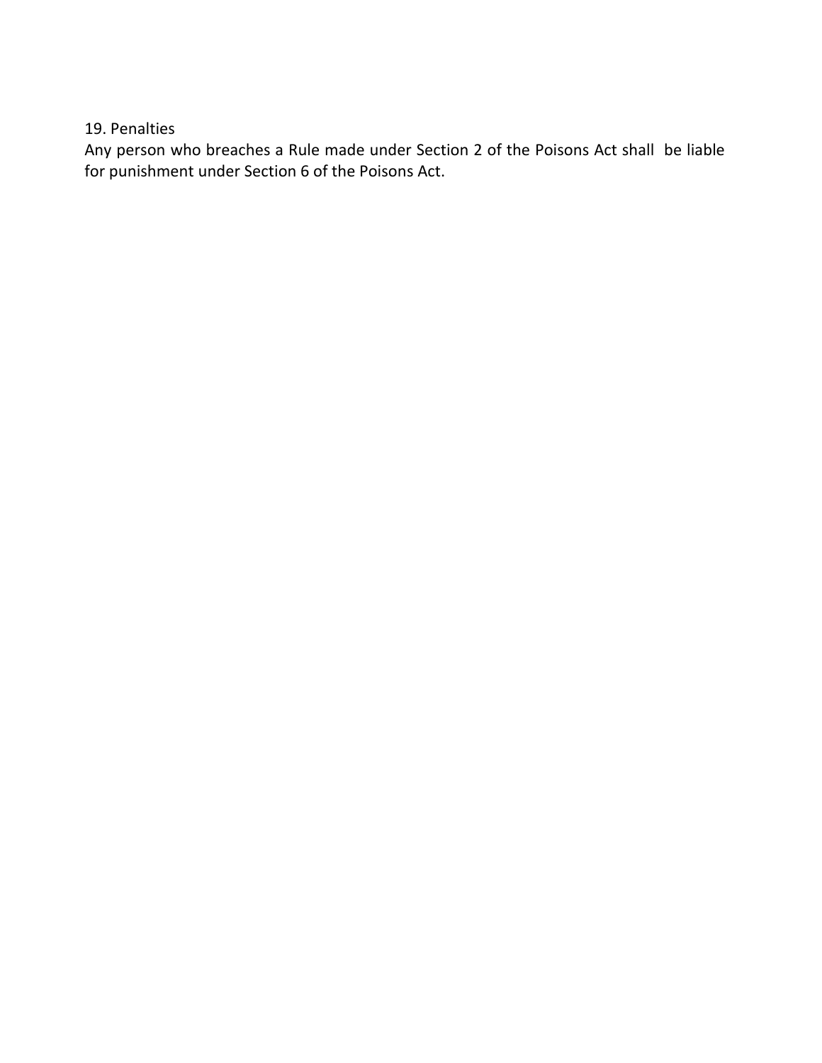## 19. Penalties

Any person who breaches a Rule made under Section 2 of the Poisons Act shall be liable for punishment under Section 6 of the Poisons Act.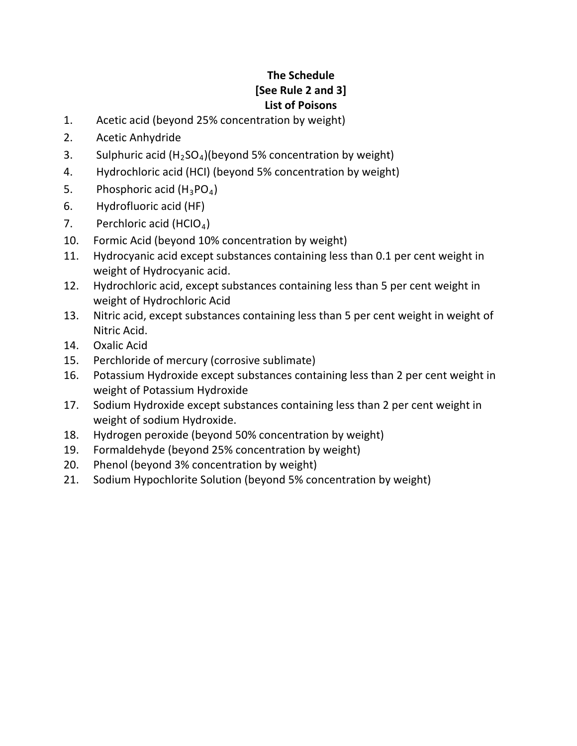**The Schedule**
**[See Rule 2 and 3]**
**List of Poisons**

1. Acetic acid (beyond 25% concentration by weight)
2. Acetic Anhydride
3. Sulphuric acid ($H_2SO_4$)(beyond 5% concentration by weight)
4. Hydrochloric acid (HCl) (beyond 5% concentration by weight)
5. Phosphoric acid ($H_3PO_4$)
6. Hydrofluoric acid (HF)
7. Perchloric acid ($HClO_4$)

10. Formic Acid (beyond 10% concentration by weight)
11. Hydrocyanic acid except substances containing less than 0.1 per cent weight in weight of Hydrocyanic acid.
12. Hydrochloric acid, except substances containing less than 5 per cent weight in weight of Hydrochloric Acid
13. Nitric acid, except substances containing less than 5 per cent weight in weight of Nitric Acid.
14. Oxalic Acid
15. Perchloride of mercury (corrosive sublimate)
16. Potassium Hydroxide except substances containing less than 2 per cent weight in weight of Potassium Hydroxide
17. Sodium Hydroxide except substances containing less than 2 per cent weight in weight of sodium Hydroxide.
18. Hydrogen peroxide (beyond 50% concentration by weight)
19. Formaldehyde (beyond 25% concentration by weight)
20. Phenol (beyond 3% concentration by weight)
21. Sodium Hypochlorite Solution (beyond 5% concentration by weight)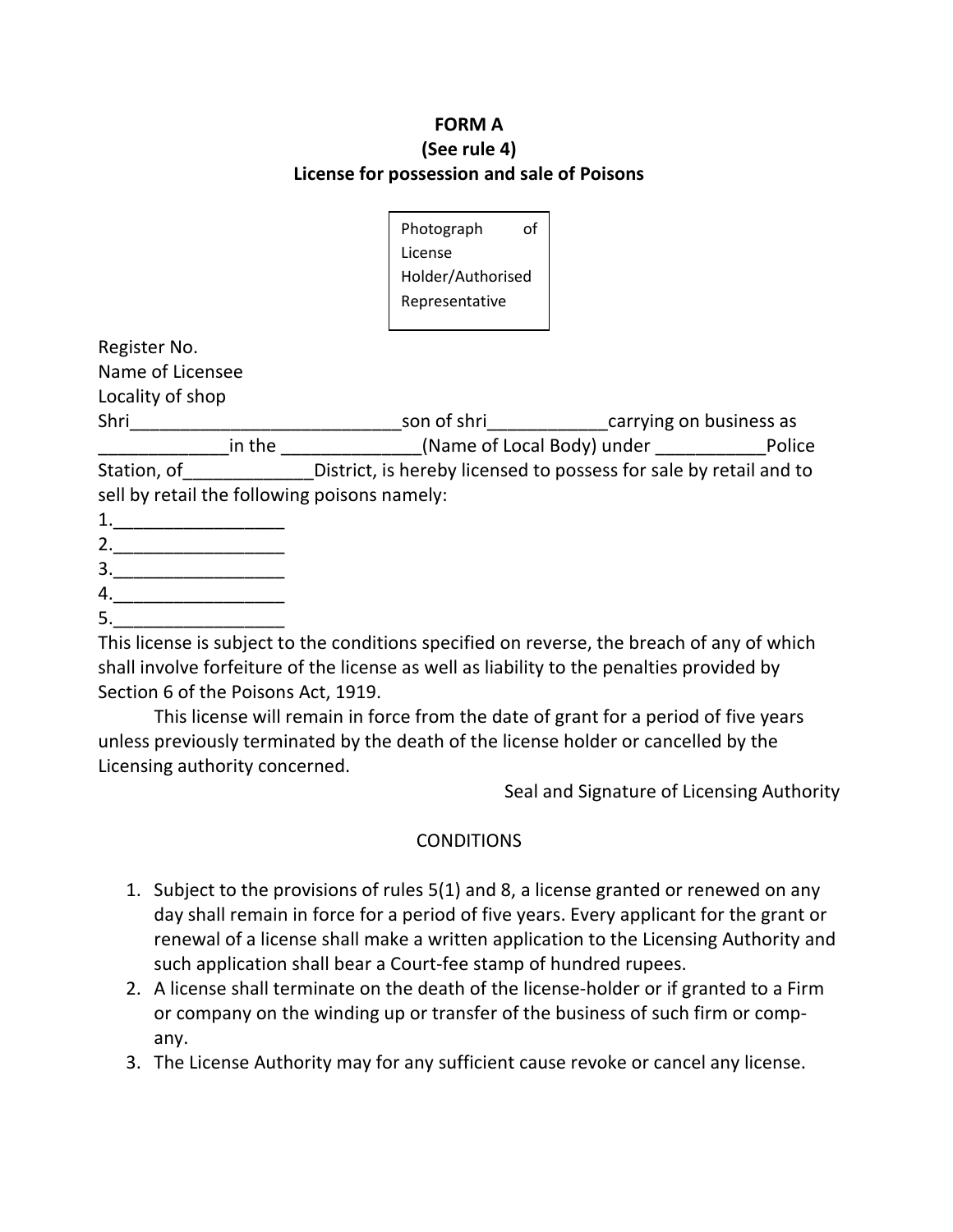**FORM A**
**(See rule 4)**
**License for possession and sale of Poisons**

Photograph of License Holder/Authorised Representative

Register No.
Name of Licensee
Locality of shop
Shri____________________________son of shri____________carrying on business as _____________in the ______________(Name of Local Body) under ___________Police Station, of_____________District, is hereby licensed to possess for sale by retail and to sell by retail the following poisons namely:

1._________________
2._________________
3._________________
4._________________
5._________________

This license is subject to the conditions specified on reverse, the breach of any of which shall involve forfeiture of the license as well as liability to the penalties provided by Section 6 of the Poisons Act, 1919.

This license will remain in force from the date of grant for a period of five years unless previously terminated by the death of the license holder or cancelled by the Licensing authority concerned.

Seal and Signature of Licensing Authority

CONDITIONS

1. Subject to the provisions of rules 5(1) and 8, a license granted or renewed on any day shall remain in force for a period of five years. Every applicant for the grant or renewal of a license shall make a written application to the Licensing Authority and such application shall bear a Court-fee stamp of hundred rupees.
2. A license shall terminate on the death of the license-holder or if granted to a Firm or company on the winding up or transfer of the business of such firm or company.
3. The License Authority may for any sufficient cause revoke or cancel any license.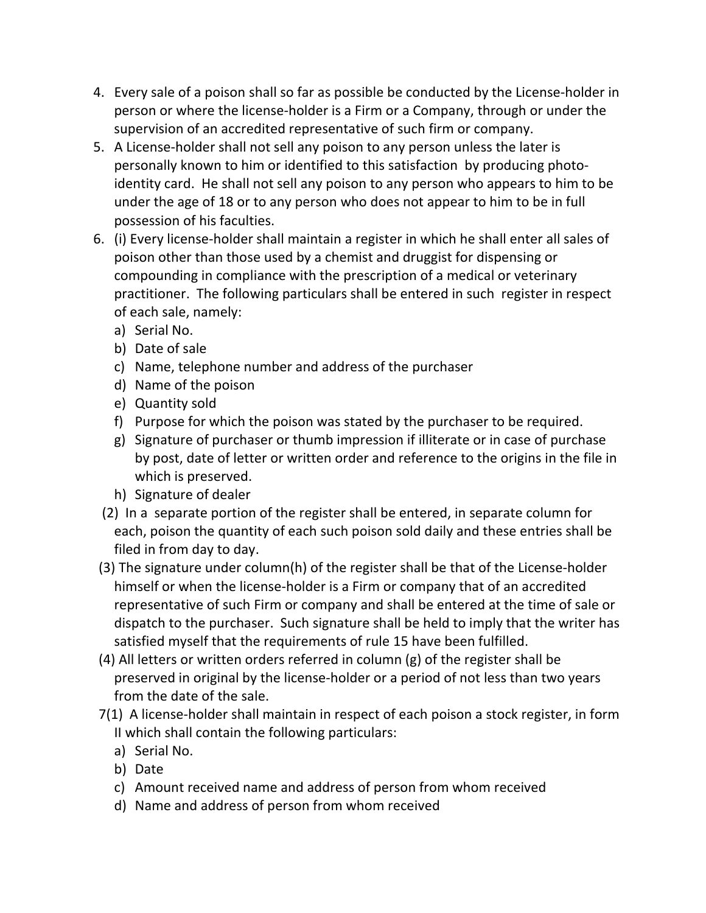4. Every sale of a poison shall so far as possible be conducted by the License-holder in person or where the license-holder is a Firm or a Company, through or under the supervision of an accredited representative of such firm or company.
5. A License-holder shall not sell any poison to any person unless the later is personally known to him or identified to this satisfaction by producing photo-identity card. He shall not sell any poison to any person who appears to him to be under the age of 18 or to any person who does not appear to him to be in full possession of his faculties.
6. (i) Every license-holder shall maintain a register in which he shall enter all sales of poison other than those used by a chemist and druggist for dispensing or compounding in compliance with the prescription of a medical or veterinary practitioner. The following particulars shall be entered in such register in respect of each sale, namely:
   a) Serial No.
   b) Date of sale
   c) Name, telephone number and address of the purchaser
   d) Name of the poison
   e) Quantity sold
   f) Purpose for which the poison was stated by the purchaser to be required.
   g) Signature of purchaser or thumb impression if illiterate or in case of purchase by post, date of letter or written order and reference to the origins in the file in which is preserved.
   h) Signature of dealer

   (2) In a separate portion of the register shall be entered, in separate column for each, poison the quantity of each such poison sold daily and these entries shall be filed in from day to day.

   (3) The signature under column(h) of the register shall be that of the License-holder himself or when the license-holder is a Firm or company that of an accredited representative of such Firm or company and shall be entered at the time of sale or dispatch to the purchaser. Such signature shall be held to imply that the writer has satisfied myself that the requirements of rule 15 have been fulfilled.

   (4) All letters or written orders referred in column (g) of the register shall be preserved in original by the license-holder or a period of not less than two years from the date of the sale.

7(1) A license-holder shall maintain in respect of each poison a stock register, in form II which shall contain the following particulars:
   a) Serial No.
   b) Date
   c) Amount received name and address of person from whom received
   d) Name and address of person from whom received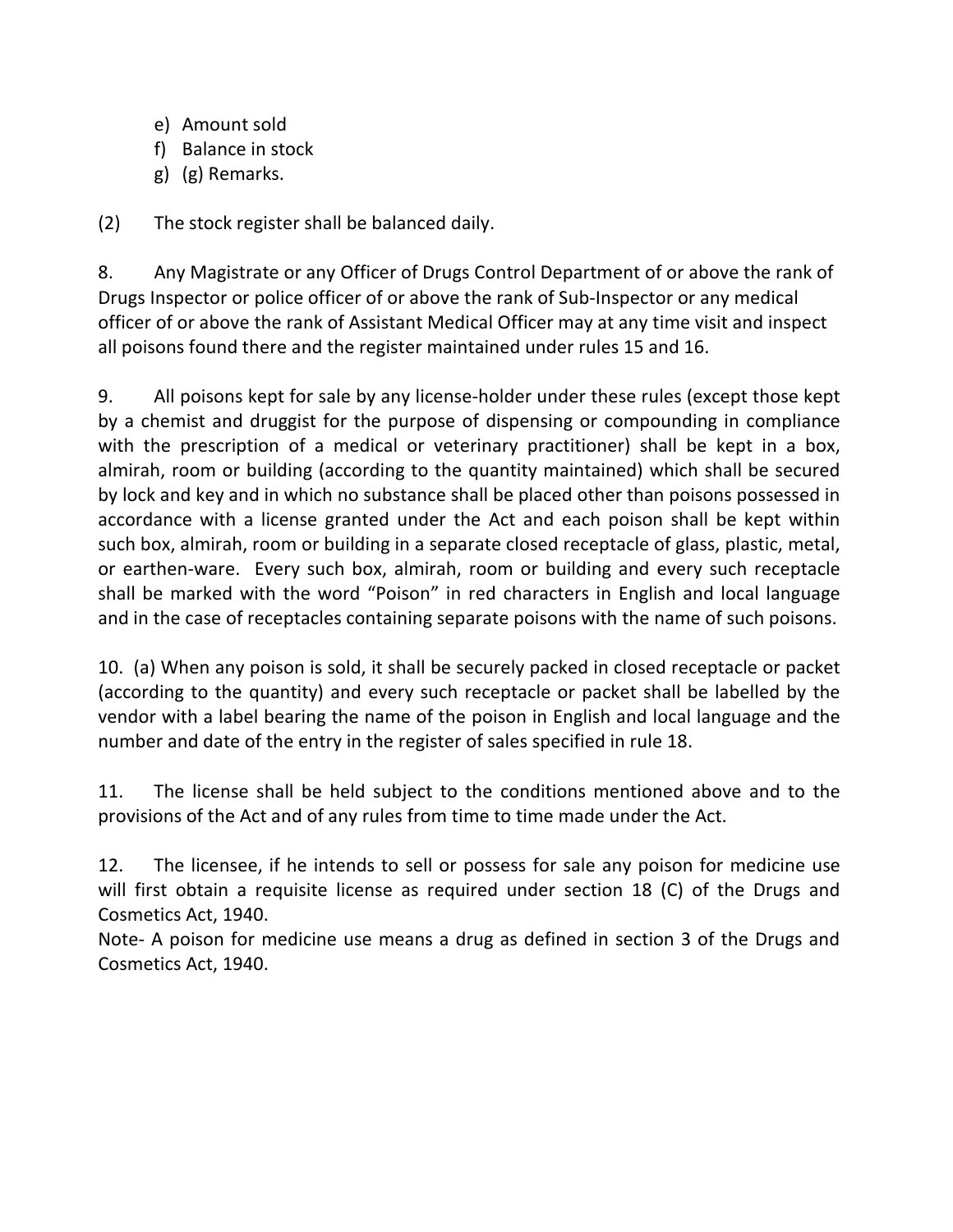e) Amount sold
f) Balance in stock
g) (g) Remarks.

(2) The stock register shall be balanced daily.

8. Any Magistrate or any Officer of Drugs Control Department of or above the rank of Drugs Inspector or police officer of or above the rank of Sub-Inspector or any medical officer of or above the rank of Assistant Medical Officer may at any time visit and inspect all poisons found there and the register maintained under rules 15 and 16.

9. All poisons kept for sale by any license-holder under these rules (except those kept by a chemist and druggist for the purpose of dispensing or compounding in compliance with the prescription of a medical or veterinary practitioner) shall be kept in a box, almirah, room or building (according to the quantity maintained) which shall be secured by lock and key and in which no substance shall be placed other than poisons possessed in accordance with a license granted under the Act and each poison shall be kept within such box, almirah, room or building in a separate closed receptacle of glass, plastic, metal, or earthen-ware. Every such box, almirah, room or building and every such receptacle shall be marked with the word "Poison" in red characters in English and local language and in the case of receptacles containing separate poisons with the name of such poisons.

10. (a) When any poison is sold, it shall be securely packed in closed receptacle or packet (according to the quantity) and every such receptacle or packet shall be labelled by the vendor with a label bearing the name of the poison in English and local language and the number and date of the entry in the register of sales specified in rule 18.

11. The license shall be held subject to the conditions mentioned above and to the provisions of the Act and of any rules from time to time made under the Act.

12. The licensee, if he intends to sell or possess for sale any poison for medicine use will first obtain a requisite license as required under section 18 (C) of the Drugs and Cosmetics Act, 1940.
Note- A poison for medicine use means a drug as defined in section 3 of the Drugs and Cosmetics Act, 1940.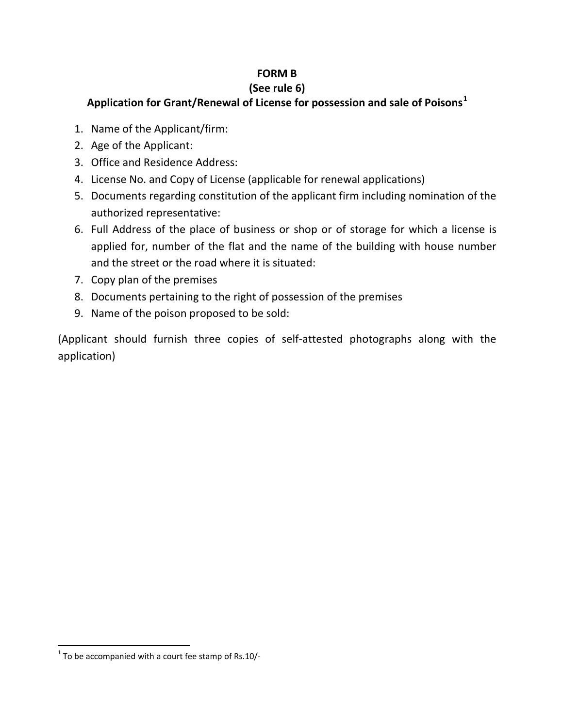**FORM B**

**(See rule 6)**

**Application for Grant/Renewal of License for possession and sale of Poisons[1]**

1. Name of the Applicant/firm:
2. Age of the Applicant:
3. Office and Residence Address:
4. License No. and Copy of License (applicable for renewal applications)
5. Documents regarding constitution of the applicant firm including nomination of the authorized representative:
6. Full Address of the place of business or shop or of storage for which a license is applied for, number of the flat and the name of the building with house number and the street or the road where it is situated:
7. Copy plan of the premises
8. Documents pertaining to the right of possession of the premises
9. Name of the poison proposed to be sold:

(Applicant should furnish three copies of self-attested photographs along with the application)

[1] To be accompanied with a court fee stamp of Rs.10/-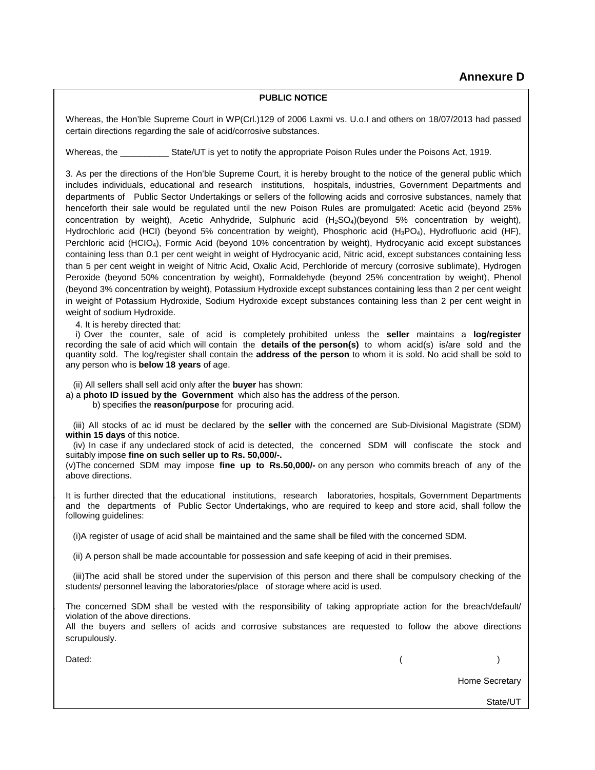**Annexure D**

**PUBLIC NOTICE**

Whereas, the Hon'ble Supreme Court in WP(Crl.)129 of 2006 Laxmi vs. U.o.I and others on 18/07/2013 had passed certain directions regarding the sale of acid/corrosive substances.

Whereas, the __________ State/UT is yet to notify the appropriate Poison Rules under the Poisons Act, 1919.

3. As per the directions of the Hon'ble Supreme Court, it is hereby brought to the notice of the general public which includes individuals, educational and research institutions, hospitals, industries, Government Departments and departments of Public Sector Undertakings or sellers of the following acids and corrosive substances, namely that henceforth their sale would be regulated until the new Poison Rules are promulgated: Acetic acid (beyond 25% concentration by weight), Acetic Anhydride, Sulphuric acid ($H_2SO_4$)(beyond 5% concentration by weight), Hydrochloric acid (HCl) (beyond 5% concentration by weight), Phosphoric acid ($H_3PO_4$), Hydrofluoric acid (HF), Perchloric acid ($HClO_4$), Formic Acid (beyond 10% concentration by weight), Hydrocyanic acid except substances containing less than 0.1 per cent weight in weight of Hydrocyanic acid, Nitric acid, except substances containing less than 5 per cent weight in weight of Nitric Acid, Oxalic Acid, Perchloride of mercury (corrosive sublimate), Hydrogen Peroxide (beyond 50% concentration by weight), Formaldehyde (beyond 25% concentration by weight), Phenol (beyond 3% concentration by weight), Potassium Hydroxide except substances containing less than 2 per cent weight in weight of Potassium Hydroxide, Sodium Hydroxide except substances containing less than 2 per cent weight in weight of sodium Hydroxide.

4. It is hereby directed that:

i) Over the counter, sale of acid is completely prohibited unless the **seller** maintains a **log/register** recording the sale of acid which will contain the **details of the person(s)** to whom acid(s) is/are sold and the quantity sold. The log/register shall contain the **address of the person** to whom it is sold. No acid shall be sold to any person who is **below 18 years** of age.

(ii) All sellers shall sell acid only after the **buyer** has shown:

a) a **photo ID issued by the Government** which also has the address of the person.

b) specifies the **reason/purpose** for procuring acid.

(iii) All stocks of ac id must be declared by the **seller** with the concerned are Sub-Divisional Magistrate (SDM) **within 15 days** of this notice.

(iv) In case if any undeclared stock of acid is detected, the concerned SDM will confiscate the stock and suitably impose **fine on such seller up to Rs. 50,000/-.**

(v)The concerned SDM may impose **fine up to Rs.50,000/-** on any person who commits breach of any of the above directions.

It is further directed that the educational institutions, research laboratories, hospitals, Government Departments and the departments of Public Sector Undertakings, who are required to keep and store acid, shall follow the following guidelines:

(i)A register of usage of acid shall be maintained and the same shall be filed with the concerned SDM.

(ii) A person shall be made accountable for possession and safe keeping of acid in their premises.

(iii)The acid shall be stored under the supervision of this person and there shall be compulsory checking of the students/ personnel leaving the laboratories/place of storage where acid is used.

The concerned SDM shall be vested with the responsibility of taking appropriate action for the breach/default/ violation of the above directions.

All the buyers and sellers of acids and corrosive substances are requested to follow the above directions scrupulously.

Dated: ( )

Home Secretary

State/UT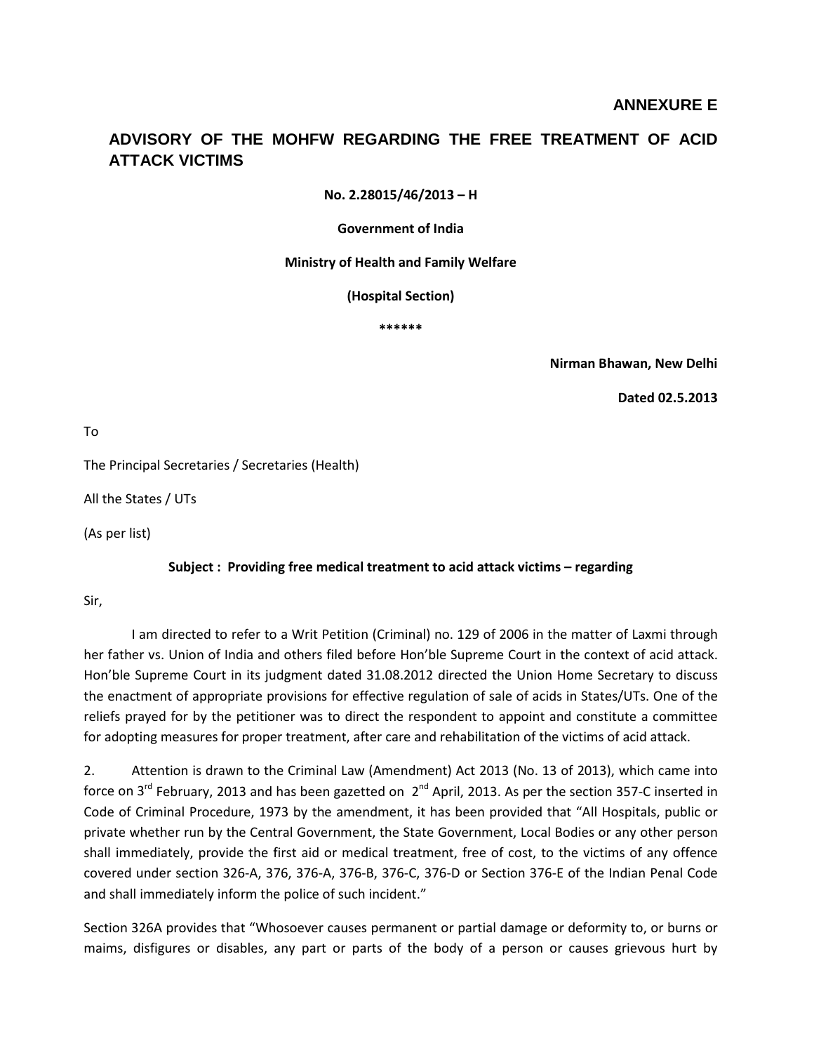**ANNEXURE E**

## ADVISORY OF THE MOHFW REGARDING THE FREE TREATMENT OF ACID ATTACK VICTIMS

**No. 2.28015/46/2013 – H**

**Government of India**

**Ministry of Health and Family Welfare**

**(Hospital Section)**

**\*\*\*\*\*\***

**Nirman Bhawan, New Delhi**

**Dated 02.5.2013**

To

The Principal Secretaries / Secretaries (Health)

All the States / UTs

(As per list)

**Subject : Providing free medical treatment to acid attack victims – regarding**

Sir,

I am directed to refer to a Writ Petition (Criminal) no. 129 of 2006 in the matter of Laxmi through her father vs. Union of India and others filed before Hon'ble Supreme Court in the context of acid attack. Hon'ble Supreme Court in its judgment dated 31.08.2012 directed the Union Home Secretary to discuss the enactment of appropriate provisions for effective regulation of sale of acids in States/UTs. One of the reliefs prayed for by the petitioner was to direct the respondent to appoint and constitute a committee for adopting measures for proper treatment, after care and rehabilitation of the victims of acid attack.

2. Attention is drawn to the Criminal Law (Amendment) Act 2013 (No. 13 of 2013), which came into force on 3rd February, 2013 and has been gazetted on 2nd April, 2013. As per the section 357-C inserted in Code of Criminal Procedure, 1973 by the amendment, it has been provided that "All Hospitals, public or private whether run by the Central Government, the State Government, Local Bodies or any other person shall immediately, provide the first aid or medical treatment, free of cost, to the victims of any offence covered under section 326-A, 376, 376-A, 376-B, 376-C, 376-D or Section 376-E of the Indian Penal Code and shall immediately inform the police of such incident."

Section 326A provides that "Whosoever causes permanent or partial damage or deformity to, or burns or maims, disfigures or disables, any part or parts of the body of a person or causes grievous hurt by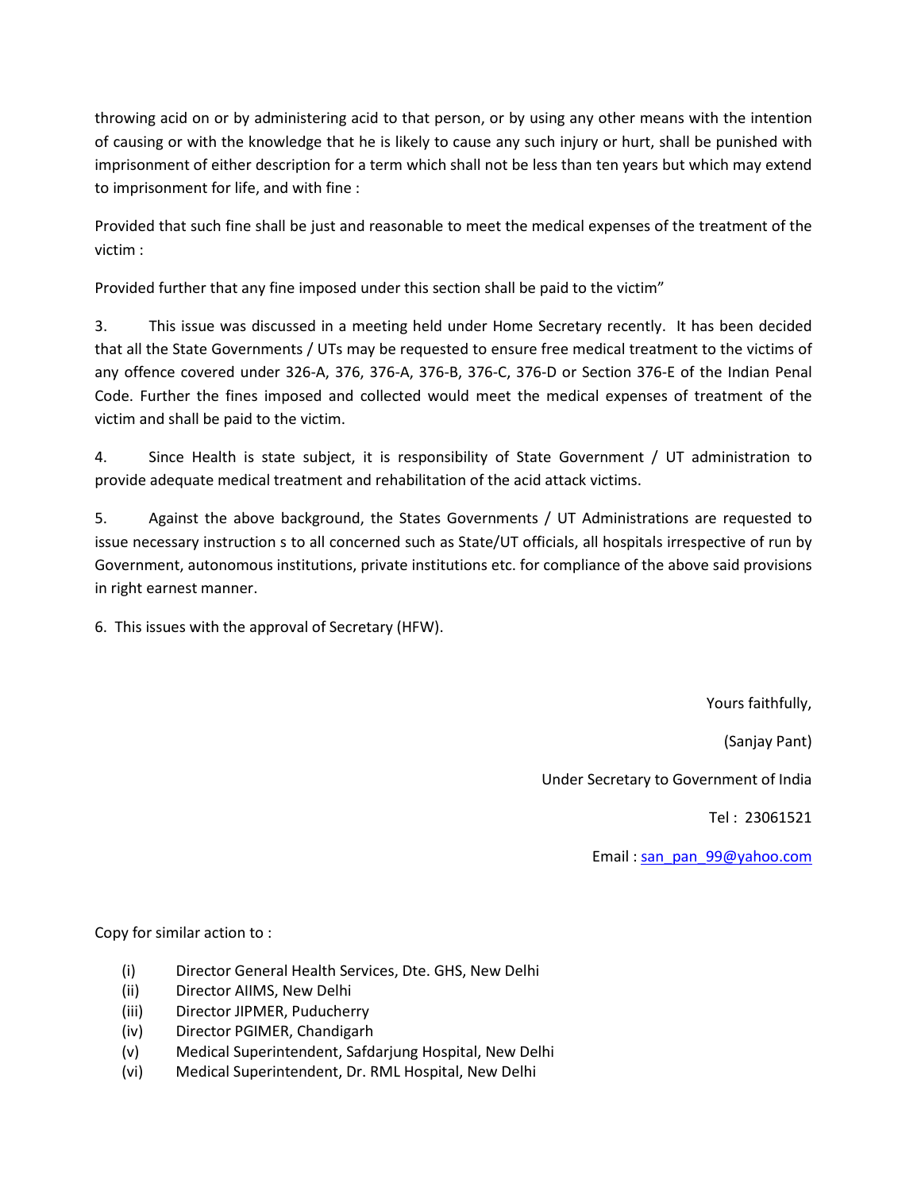throwing acid on or by administering acid to that person, or by using any other means with the intention of causing or with the knowledge that he is likely to cause any such injury or hurt, shall be punished with imprisonment of either description for a term which shall not be less than ten years but which may extend to imprisonment for life, and with fine :

Provided that such fine shall be just and reasonable to meet the medical expenses of the treatment of the victim :

Provided further that any fine imposed under this section shall be paid to the victim"

3. This issue was discussed in a meeting held under Home Secretary recently. It has been decided that all the State Governments / UTs may be requested to ensure free medical treatment to the victims of any offence covered under 326-A, 376, 376-A, 376-B, 376-C, 376-D or Section 376-E of the Indian Penal Code. Further the fines imposed and collected would meet the medical expenses of treatment of the victim and shall be paid to the victim.

4. Since Health is state subject, it is responsibility of State Government / UT administration to provide adequate medical treatment and rehabilitation of the acid attack victims.

5. Against the above background, the States Governments / UT Administrations are requested to issue necessary instruction s to all concerned such as State/UT officials, all hospitals irrespective of run by Government, autonomous institutions, private institutions etc. for compliance of the above said provisions in right earnest manner.

6. This issues with the approval of Secretary (HFW).

Yours faithfully,

(Sanjay Pant)

Under Secretary to Government of India

Tel : 23061521

Email : san_pan_99@yahoo.com

Copy for similar action to :

(i) Director General Health Services, Dte. GHS, New Delhi
(ii) Director AIIMS, New Delhi
(iii) Director JIPMER, Puducherry
(iv) Director PGIMER, Chandigarh
(v) Medical Superintendent, Safdarjung Hospital, New Delhi
(vi) Medical Superintendent, Dr. RML Hospital, New Delhi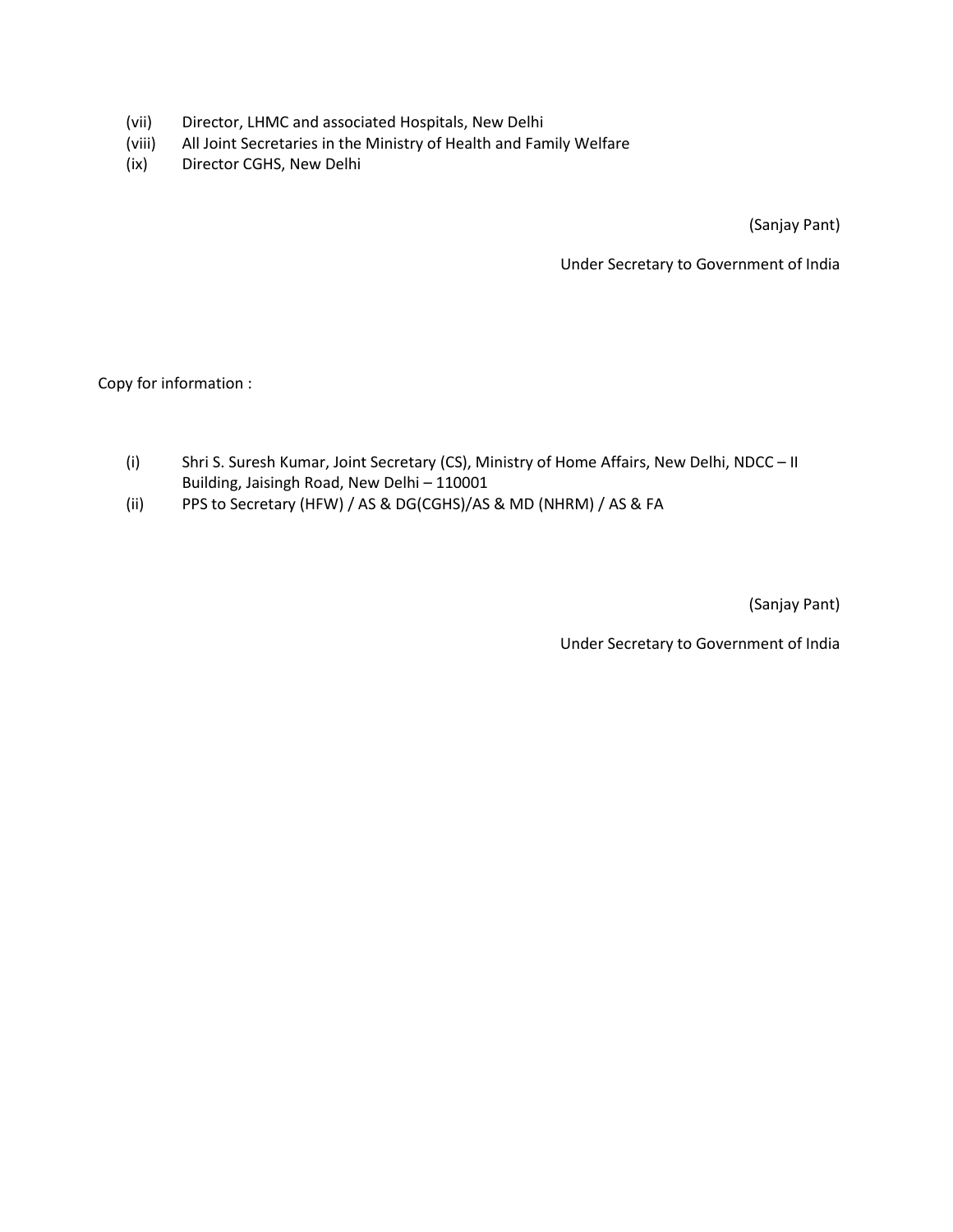(vii) Director, LHMC and associated Hospitals, New Delhi
(viii) All Joint Secretaries in the Ministry of Health and Family Welfare
(ix) Director CGHS, New Delhi

(Sanjay Pant)

Under Secretary to Government of India

Copy for information :

(i) Shri S. Suresh Kumar, Joint Secretary (CS), Ministry of Home Affairs, New Delhi, NDCC – II Building, Jaisingh Road, New Delhi – 110001
(ii) PPS to Secretary (HFW) / AS & DG(CGHS)/AS & MD (NHRM) / AS & FA

(Sanjay Pant)

Under Secretary to Government of India